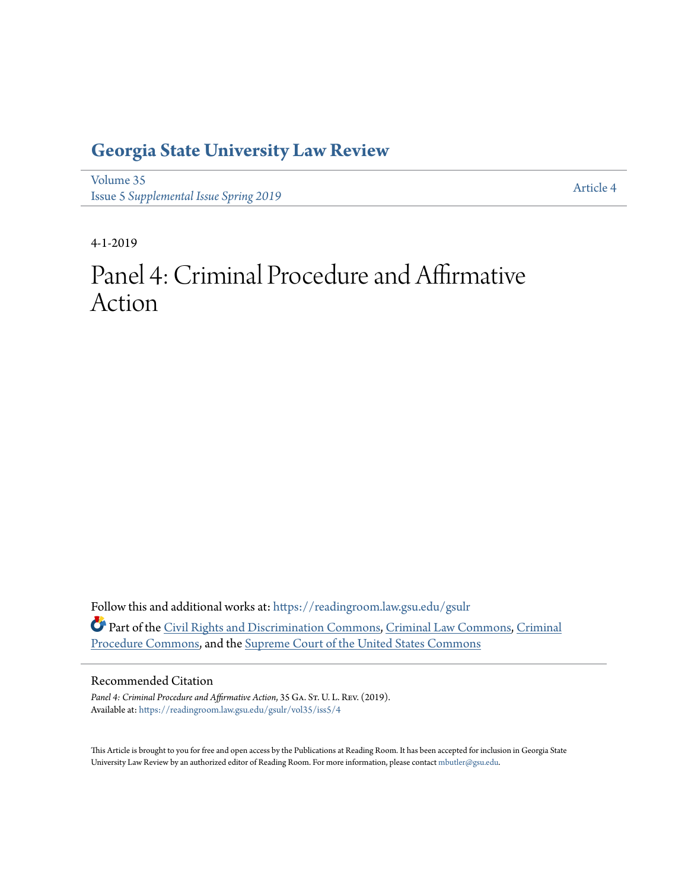# Georgia State University Law Review

Volume 35
Issue 5 *Supplemental Issue Spring 2019*

Article 4

4-1-2019

# Panel 4: Criminal Procedure and Affirmative Action

Follow this and additional works at: https://readingroom.law.gsu.edu/gsulr

Part of the Civil Rights and Discrimination Commons, Criminal Law Commons, Criminal Procedure Commons, and the Supreme Court of the United States Commons

## Recommended Citation

*Panel 4: Criminal Procedure and Affirmative Action*, 35 Ga. St. U. L. Rev. (2019).
Available at: https://readingroom.law.gsu.edu/gsulr/vol35/iss5/4

This Article is brought to you for free and open access by the Publications at Reading Room. It has been accepted for inclusion in Georgia State University Law Review by an authorized editor of Reading Room. For more information, please contact mbutler@gsu.edu.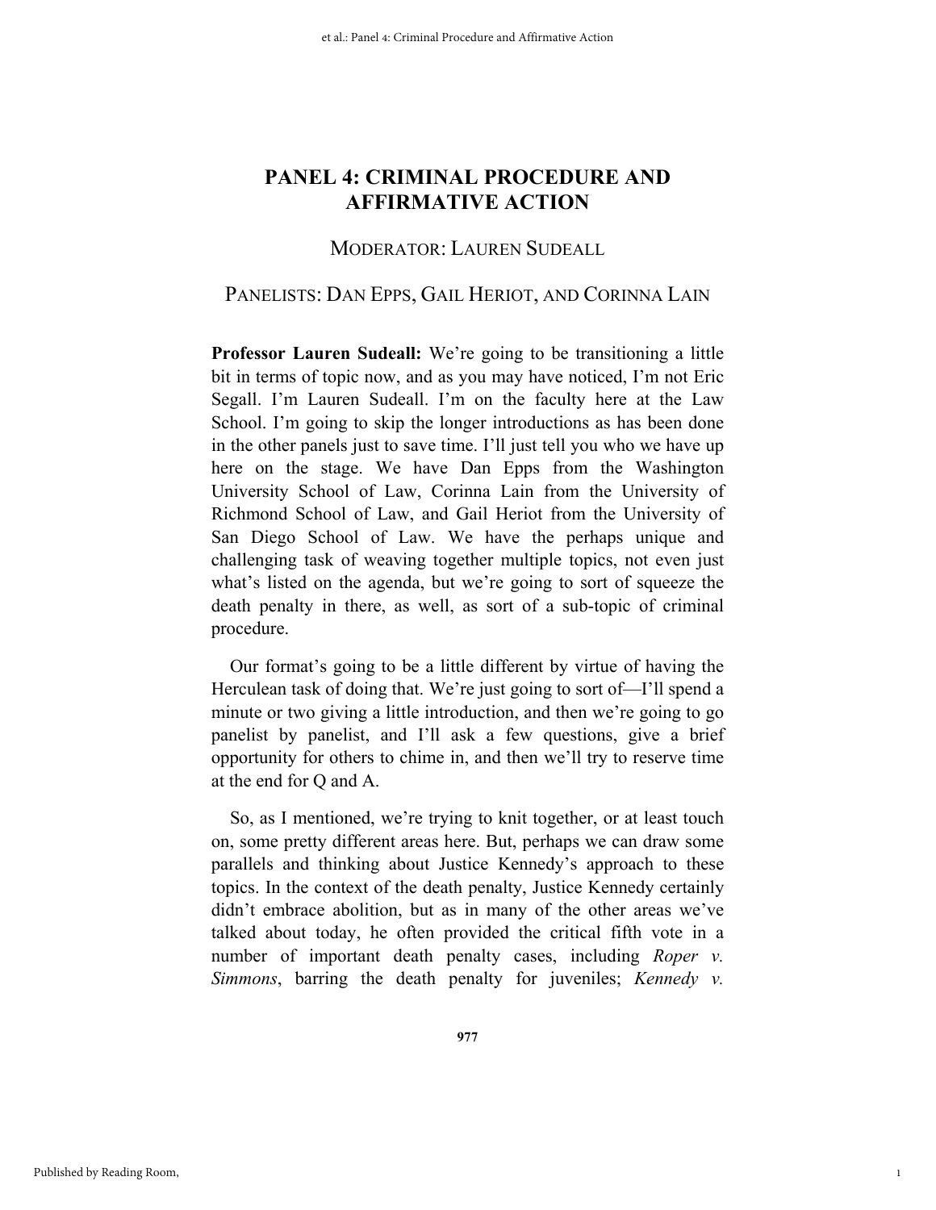# PANEL 4: CRIMINAL PROCEDURE AND AFFIRMATIVE ACTION

MODERATOR: LAUREN SUDEALL

PANELISTS: DAN EPPS, GAIL HERIOT, AND CORINNA LAIN

**Professor Lauren Sudeall:** We're going to be transitioning a little bit in terms of topic now, and as you may have noticed, I'm not Eric Segall. I'm Lauren Sudeall. I'm on the faculty here at the Law School. I'm going to skip the longer introductions as has been done in the other panels just to save time. I'll just tell you who we have up here on the stage. We have Dan Epps from the Washington University School of Law, Corinna Lain from the University of Richmond School of Law, and Gail Heriot from the University of San Diego School of Law. We have the perhaps unique and challenging task of weaving together multiple topics, not even just what's listed on the agenda, but we're going to sort of squeeze the death penalty in there, as well, as sort of a sub-topic of criminal procedure.

Our format's going to be a little different by virtue of having the Herculean task of doing that. We're just going to sort of—I'll spend a minute or two giving a little introduction, and then we're going to go panelist by panelist, and I'll ask a few questions, give a brief opportunity for others to chime in, and then we'll try to reserve time at the end for Q and A.

So, as I mentioned, we're trying to knit together, or at least touch on, some pretty different areas here. But, perhaps we can draw some parallels and thinking about Justice Kennedy's approach to these topics. In the context of the death penalty, Justice Kennedy certainly didn't embrace abolition, but as in many of the other areas we've talked about today, he often provided the critical fifth vote in a number of important death penalty cases, including *Roper v. Simmons*, barring the death penalty for juveniles; *Kennedy v.*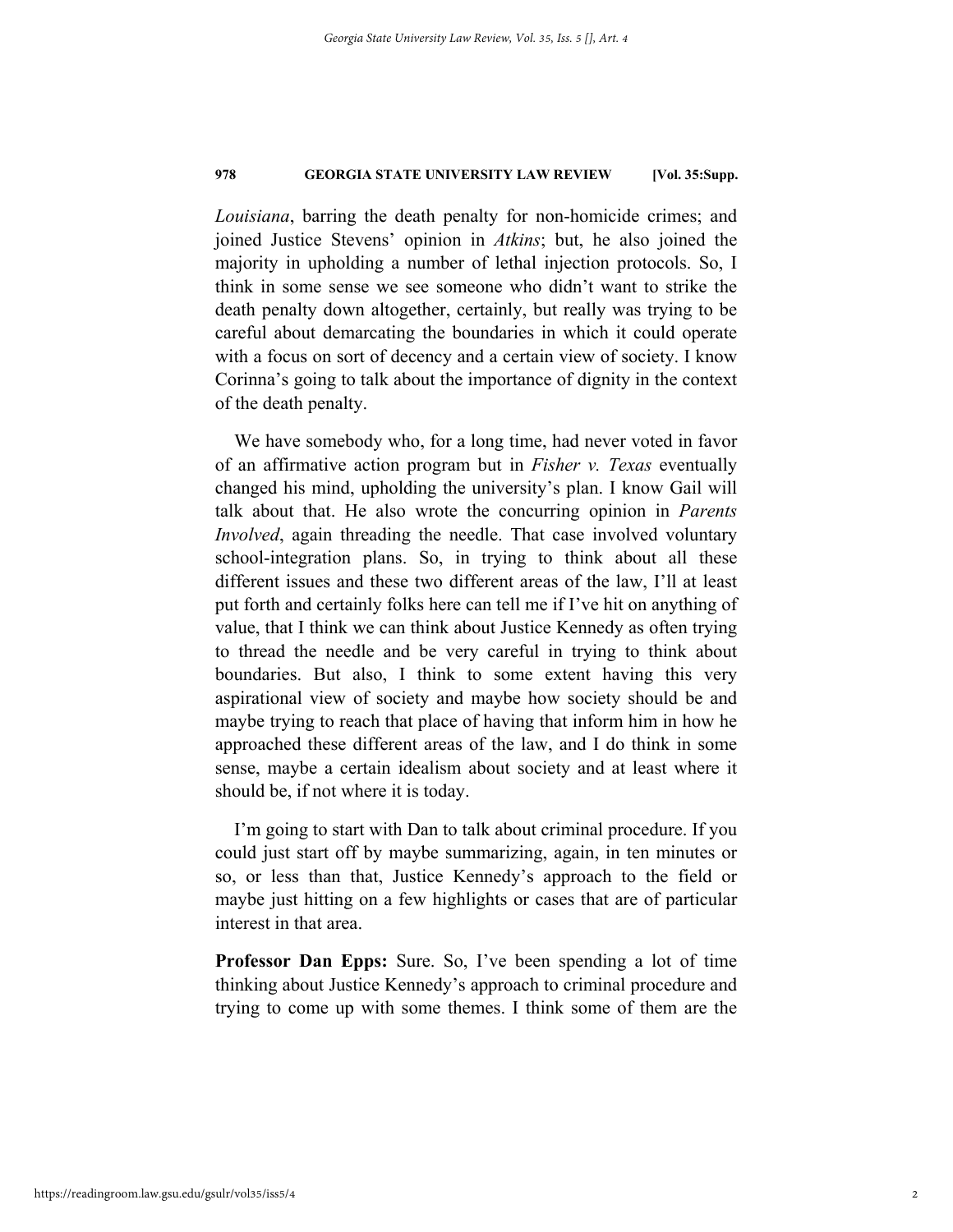*Louisiana*, barring the death penalty for non-homicide crimes; and joined Justice Stevens' opinion in *Atkins*; but, he also joined the majority in upholding a number of lethal injection protocols. So, I think in some sense we see someone who didn't want to strike the death penalty down altogether, certainly, but really was trying to be careful about demarcating the boundaries in which it could operate with a focus on sort of decency and a certain view of society. I know Corinna's going to talk about the importance of dignity in the context of the death penalty.

We have somebody who, for a long time, had never voted in favor of an affirmative action program but in *Fisher v. Texas* eventually changed his mind, upholding the university's plan. I know Gail will talk about that. He also wrote the concurring opinion in *Parents Involved*, again threading the needle. That case involved voluntary school-integration plans. So, in trying to think about all these different issues and these two different areas of the law, I'll at least put forth and certainly folks here can tell me if I've hit on anything of value, that I think we can think about Justice Kennedy as often trying to thread the needle and be very careful in trying to think about boundaries. But also, I think to some extent having this very aspirational view of society and maybe how society should be and maybe trying to reach that place of having that inform him in how he approached these different areas of the law, and I do think in some sense, maybe a certain idealism about society and at least where it should be, if not where it is today.

I'm going to start with Dan to talk about criminal procedure. If you could just start off by maybe summarizing, again, in ten minutes or so, or less than that, Justice Kennedy's approach to the field or maybe just hitting on a few highlights or cases that are of particular interest in that area.

**Professor Dan Epps:** Sure. So, I've been spending a lot of time thinking about Justice Kennedy's approach to criminal procedure and trying to come up with some themes. I think some of them are the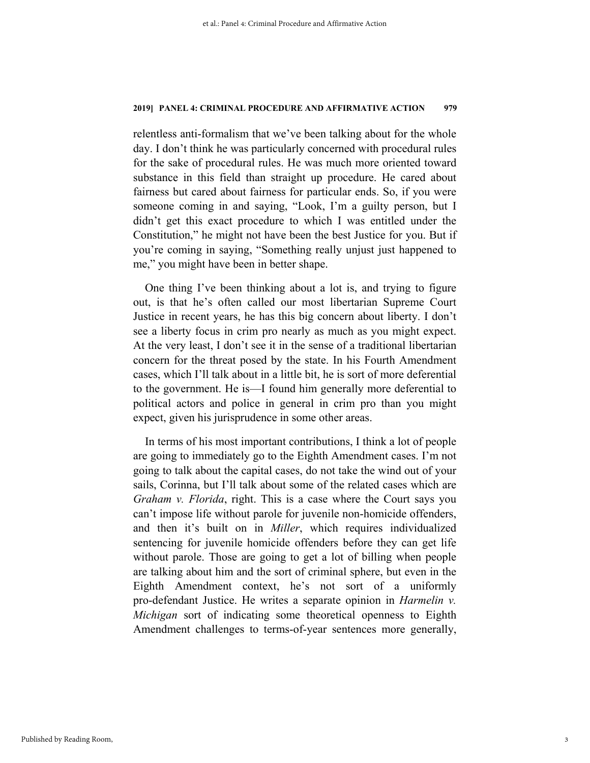relentless anti-formalism that we've been talking about for the whole day. I don't think he was particularly concerned with procedural rules for the sake of procedural rules. He was much more oriented toward substance in this field than straight up procedure. He cared about fairness but cared about fairness for particular ends. So, if you were someone coming in and saying, "Look, I'm a guilty person, but I didn't get this exact procedure to which I was entitled under the Constitution," he might not have been the best Justice for you. But if you're coming in saying, "Something really unjust just happened to me," you might have been in better shape.

One thing I've been thinking about a lot is, and trying to figure out, is that he's often called our most libertarian Supreme Court Justice in recent years, he has this big concern about liberty. I don't see a liberty focus in crim pro nearly as much as you might expect. At the very least, I don't see it in the sense of a traditional libertarian concern for the threat posed by the state. In his Fourth Amendment cases, which I'll talk about in a little bit, he is sort of more deferential to the government. He is—I found him generally more deferential to political actors and police in general in crim pro than you might expect, given his jurisprudence in some other areas.

In terms of his most important contributions, I think a lot of people are going to immediately go to the Eighth Amendment cases. I'm not going to talk about the capital cases, do not take the wind out of your sails, Corinna, but I'll talk about some of the related cases which are *Graham v. Florida*, right. This is a case where the Court says you can't impose life without parole for juvenile non-homicide offenders, and then it's built on in *Miller*, which requires individualized sentencing for juvenile homicide offenders before they can get life without parole. Those are going to get a lot of billing when people are talking about him and the sort of criminal sphere, but even in the Eighth Amendment context, he's not sort of a uniformly pro-defendant Justice. He writes a separate opinion in *Harmelin v. Michigan* sort of indicating some theoretical openness to Eighth Amendment challenges to terms-of-year sentences more generally,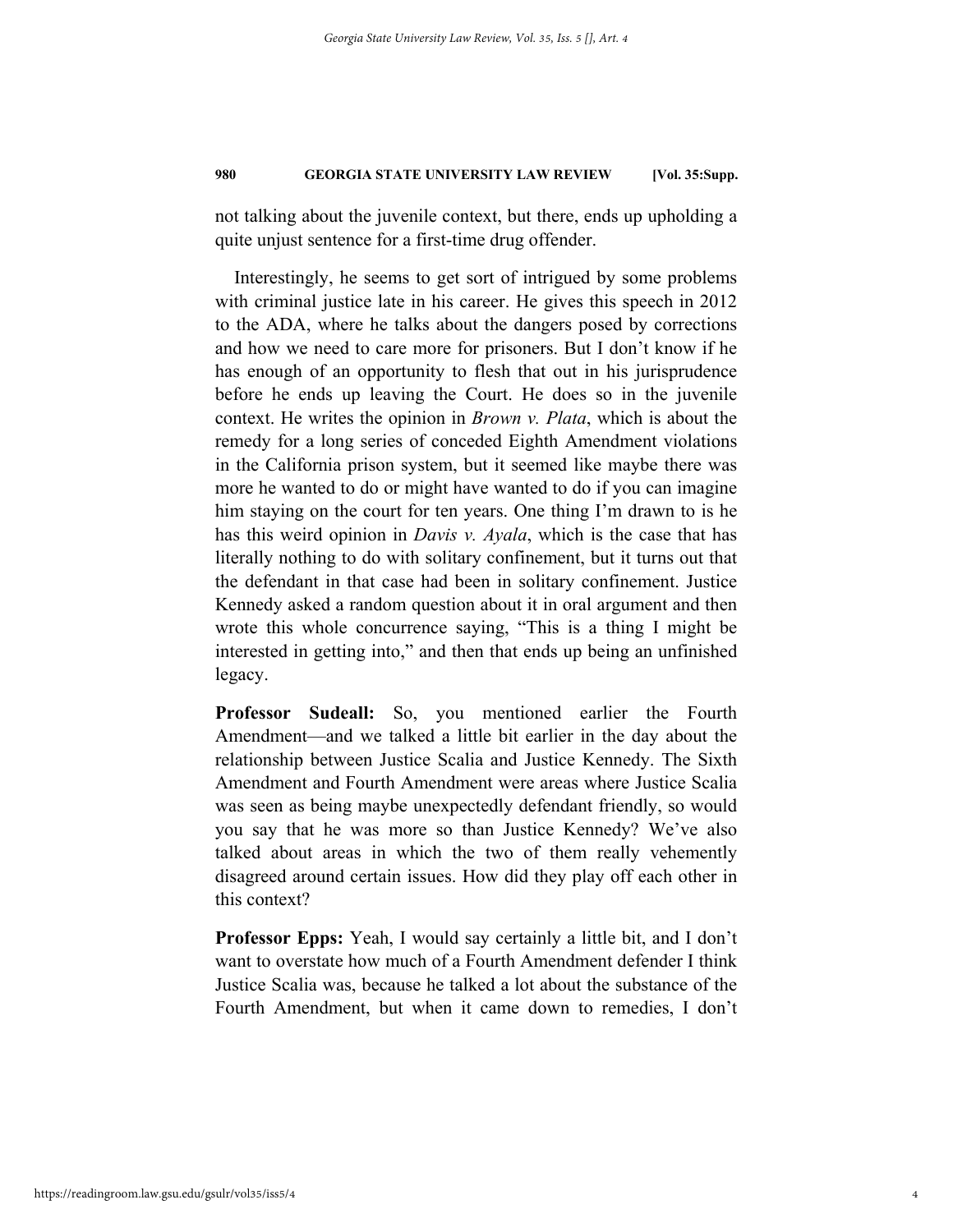not talking about the juvenile context, but there, ends up upholding a quite unjust sentence for a first-time drug offender.

Interestingly, he seems to get sort of intrigued by some problems with criminal justice late in his career. He gives this speech in 2012 to the ADA, where he talks about the dangers posed by corrections and how we need to care more for prisoners. But I don't know if he has enough of an opportunity to flesh that out in his jurisprudence before he ends up leaving the Court. He does so in the juvenile context. He writes the opinion in *Brown v. Plata*, which is about the remedy for a long series of conceded Eighth Amendment violations in the California prison system, but it seemed like maybe there was more he wanted to do or might have wanted to do if you can imagine him staying on the court for ten years. One thing I'm drawn to is he has this weird opinion in *Davis v. Ayala*, which is the case that has literally nothing to do with solitary confinement, but it turns out that the defendant in that case had been in solitary confinement. Justice Kennedy asked a random question about it in oral argument and then wrote this whole concurrence saying, "This is a thing I might be interested in getting into," and then that ends up being an unfinished legacy.

**Professor Sudeall:** So, you mentioned earlier the Fourth Amendment—and we talked a little bit earlier in the day about the relationship between Justice Scalia and Justice Kennedy. The Sixth Amendment and Fourth Amendment were areas where Justice Scalia was seen as being maybe unexpectedly defendant friendly, so would you say that he was more so than Justice Kennedy? We've also talked about areas in which the two of them really vehemently disagreed around certain issues. How did they play off each other in this context?

**Professor Epps:** Yeah, I would say certainly a little bit, and I don't want to overstate how much of a Fourth Amendment defender I think Justice Scalia was, because he talked a lot about the substance of the Fourth Amendment, but when it came down to remedies, I don't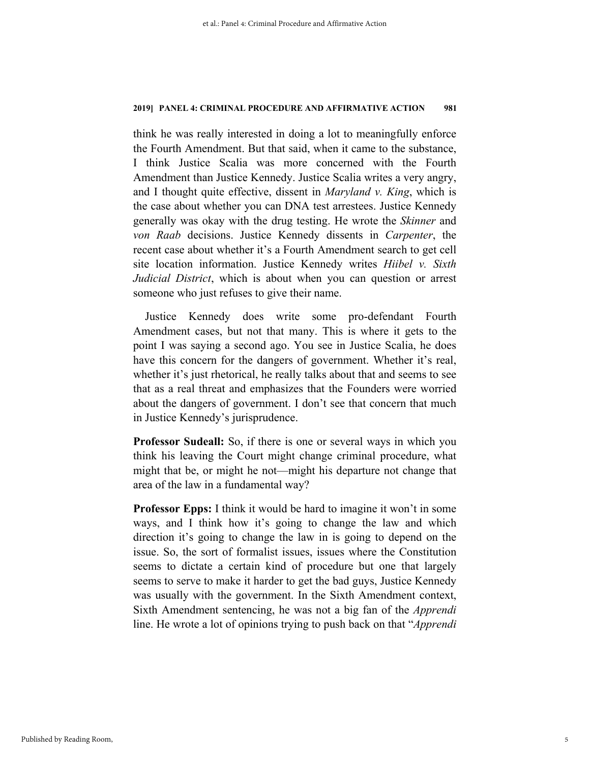think he was really interested in doing a lot to meaningfully enforce the Fourth Amendment. But that said, when it came to the substance, I think Justice Scalia was more concerned with the Fourth Amendment than Justice Kennedy. Justice Scalia writes a very angry, and I thought quite effective, dissent in *Maryland v. King*, which is the case about whether you can DNA test arrestees. Justice Kennedy generally was okay with the drug testing. He wrote the *Skinner* and *von Raab* decisions. Justice Kennedy dissents in *Carpenter*, the recent case about whether it's a Fourth Amendment search to get cell site location information. Justice Kennedy writes *Hiibel v. Sixth Judicial District*, which is about when you can question or arrest someone who just refuses to give their name.

Justice Kennedy does write some pro-defendant Fourth Amendment cases, but not that many. This is where it gets to the point I was saying a second ago. You see in Justice Scalia, he does have this concern for the dangers of government. Whether it's real, whether it's just rhetorical, he really talks about that and seems to see that as a real threat and emphasizes that the Founders were worried about the dangers of government. I don't see that concern that much in Justice Kennedy's jurisprudence.

**Professor Sudeall:** So, if there is one or several ways in which you think his leaving the Court might change criminal procedure, what might that be, or might he not—might his departure not change that area of the law in a fundamental way?

**Professor Epps:** I think it would be hard to imagine it won't in some ways, and I think how it's going to change the law and which direction it's going to change the law in is going to depend on the issue. So, the sort of formalist issues, issues where the Constitution seems to dictate a certain kind of procedure but one that largely seems to serve to make it harder to get the bad guys, Justice Kennedy was usually with the government. In the Sixth Amendment context, Sixth Amendment sentencing, he was not a big fan of the *Apprendi* line. He wrote a lot of opinions trying to push back on that "*Apprendi*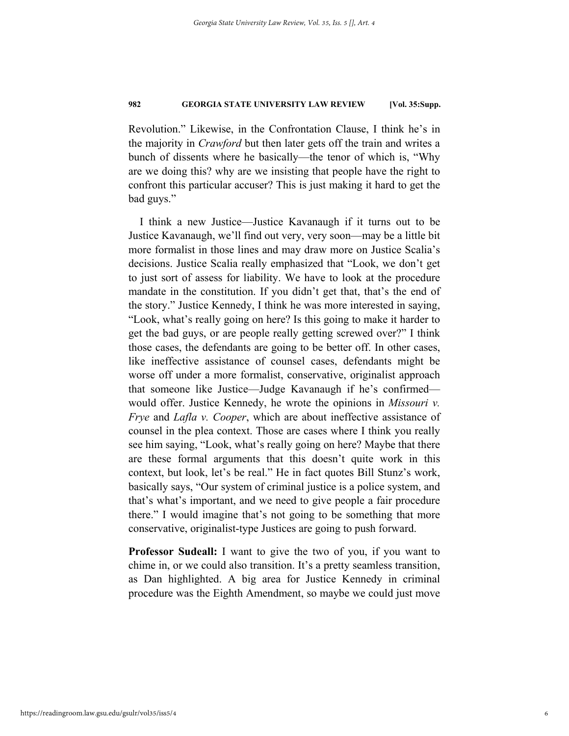Revolution." Likewise, in the Confrontation Clause, I think he's in the majority in *Crawford* but then later gets off the train and writes a bunch of dissents where he basically—the tenor of which is, "Why are we doing this? why are we insisting that people have the right to confront this particular accuser? This is just making it hard to get the bad guys."

I think a new Justice—Justice Kavanaugh if it turns out to be Justice Kavanaugh, we'll find out very, very soon—may be a little bit more formalist in those lines and may draw more on Justice Scalia's decisions. Justice Scalia really emphasized that "Look, we don't get to just sort of assess for liability. We have to look at the procedure mandate in the constitution. If you didn't get that, that's the end of the story." Justice Kennedy, I think he was more interested in saying, "Look, what's really going on here? Is this going to make it harder to get the bad guys, or are people really getting screwed over?" I think those cases, the defendants are going to be better off. In other cases, like ineffective assistance of counsel cases, defendants might be worse off under a more formalist, conservative, originalist approach that someone like Justice—Judge Kavanaugh if he's confirmed—would offer. Justice Kennedy, he wrote the opinions in *Missouri v. Frye* and *Lafla v. Cooper*, which are about ineffective assistance of counsel in the plea context. Those are cases where I think you really see him saying, "Look, what's really going on here? Maybe that there are these formal arguments that this doesn't quite work in this context, but look, let's be real." He in fact quotes Bill Stunz's work, basically says, "Our system of criminal justice is a police system, and that's what's important, and we need to give people a fair procedure there." I would imagine that's not going to be something that more conservative, originalist-type Justices are going to push forward.

**Professor Sudeall:** I want to give the two of you, if you want to chime in, or we could also transition. It's a pretty seamless transition, as Dan highlighted. A big area for Justice Kennedy in criminal procedure was the Eighth Amendment, so maybe we could just move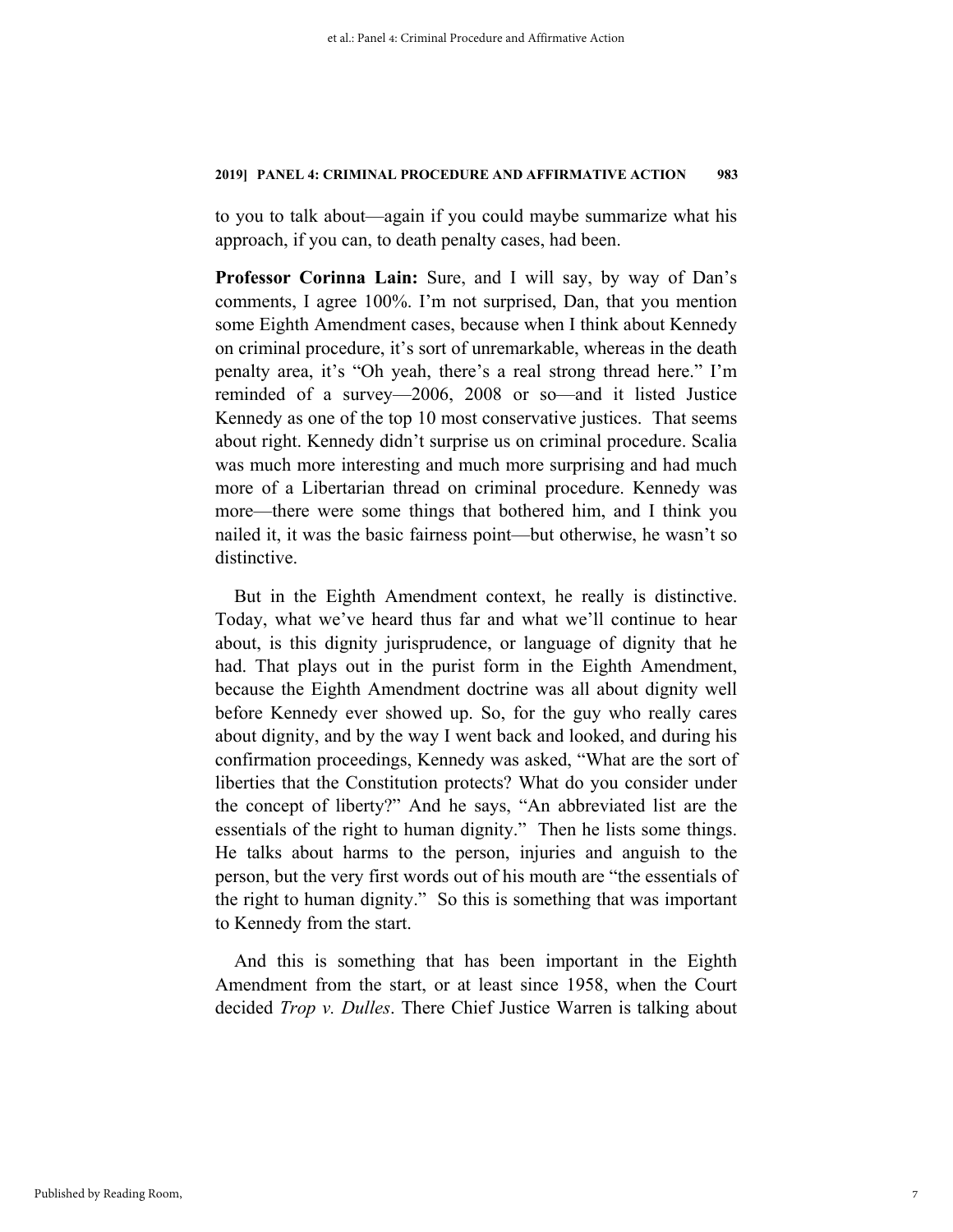to you to talk about—again if you could maybe summarize what his approach, if you can, to death penalty cases, had been.

**Professor Corinna Lain:** Sure, and I will say, by way of Dan's comments, I agree 100%. I'm not surprised, Dan, that you mention some Eighth Amendment cases, because when I think about Kennedy on criminal procedure, it's sort of unremarkable, whereas in the death penalty area, it's "Oh yeah, there's a real strong thread here." I'm reminded of a survey—2006, 2008 or so—and it listed Justice Kennedy as one of the top 10 most conservative justices. That seems about right. Kennedy didn't surprise us on criminal procedure. Scalia was much more interesting and much more surprising and had much more of a Libertarian thread on criminal procedure. Kennedy was more—there were some things that bothered him, and I think you nailed it, it was the basic fairness point—but otherwise, he wasn't so distinctive.

But in the Eighth Amendment context, he really is distinctive. Today, what we've heard thus far and what we'll continue to hear about, is this dignity jurisprudence, or language of dignity that he had. That plays out in the purist form in the Eighth Amendment, because the Eighth Amendment doctrine was all about dignity well before Kennedy ever showed up. So, for the guy who really cares about dignity, and by the way I went back and looked, and during his confirmation proceedings, Kennedy was asked, "What are the sort of liberties that the Constitution protects? What do you consider under the concept of liberty?" And he says, "An abbreviated list are the essentials of the right to human dignity." Then he lists some things. He talks about harms to the person, injuries and anguish to the person, but the very first words out of his mouth are "the essentials of the right to human dignity." So this is something that was important to Kennedy from the start.

And this is something that has been important in the Eighth Amendment from the start, or at least since 1958, when the Court decided *Trop v. Dulles*. There Chief Justice Warren is talking about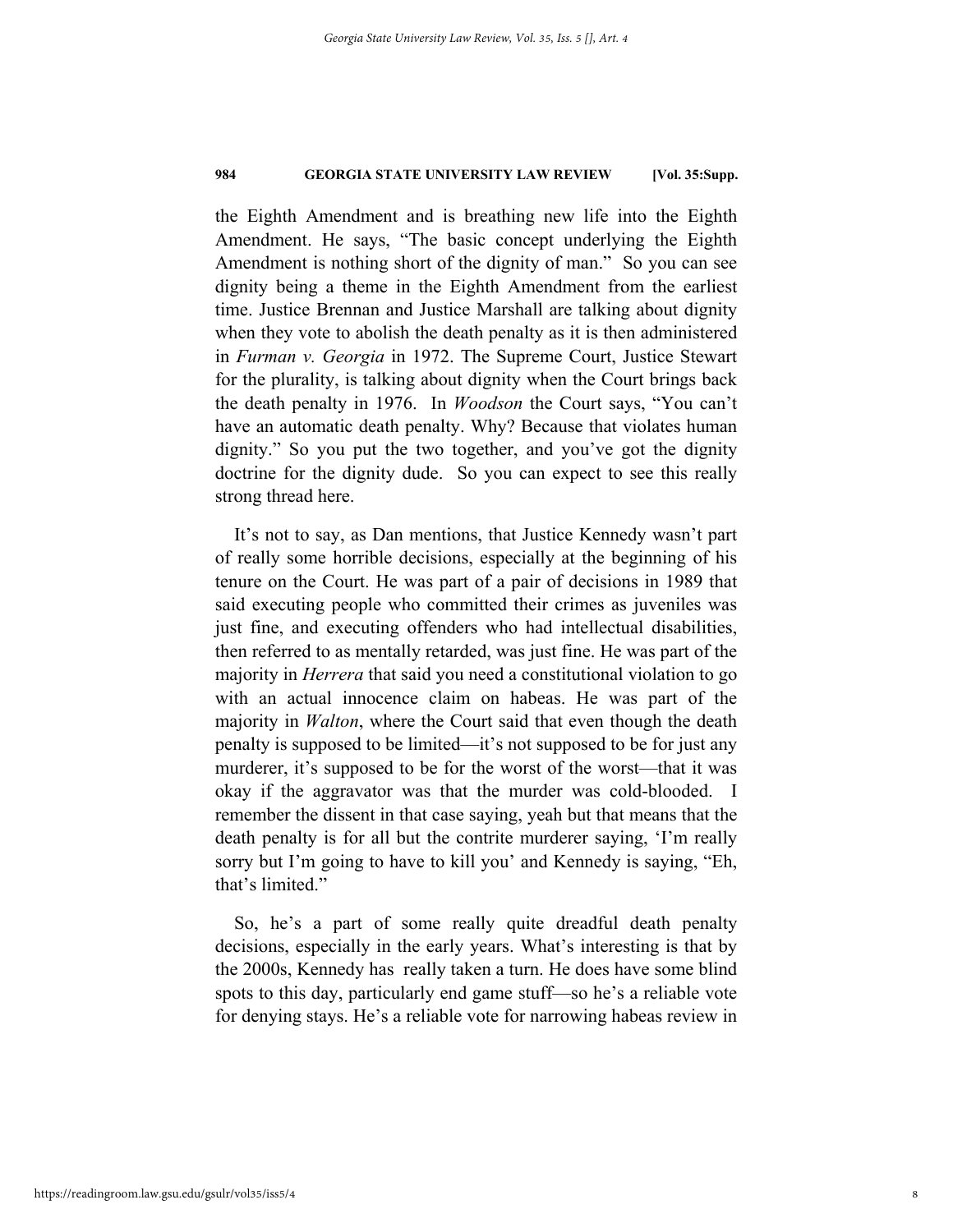the Eighth Amendment and is breathing new life into the Eighth Amendment. He says, "The basic concept underlying the Eighth Amendment is nothing short of the dignity of man." So you can see dignity being a theme in the Eighth Amendment from the earliest time. Justice Brennan and Justice Marshall are talking about dignity when they vote to abolish the death penalty as it is then administered in *Furman v. Georgia* in 1972. The Supreme Court, Justice Stewart for the plurality, is talking about dignity when the Court brings back the death penalty in 1976. In *Woodson* the Court says, "You can't have an automatic death penalty. Why? Because that violates human dignity." So you put the two together, and you've got the dignity doctrine for the dignity dude. So you can expect to see this really strong thread here.

It's not to say, as Dan mentions, that Justice Kennedy wasn't part of really some horrible decisions, especially at the beginning of his tenure on the Court. He was part of a pair of decisions in 1989 that said executing people who committed their crimes as juveniles was just fine, and executing offenders who had intellectual disabilities, then referred to as mentally retarded, was just fine. He was part of the majority in *Herrera* that said you need a constitutional violation to go with an actual innocence claim on habeas. He was part of the majority in *Walton*, where the Court said that even though the death penalty is supposed to be limited—it's not supposed to be for just any murderer, it's supposed to be for the worst of the worst—that it was okay if the aggravator was that the murder was cold-blooded. I remember the dissent in that case saying, yeah but that means that the death penalty is for all but the contrite murderer saying, 'I'm really sorry but I'm going to have to kill you' and Kennedy is saying, "Eh, that's limited."

So, he's a part of some really quite dreadful death penalty decisions, especially in the early years. What's interesting is that by the 2000s, Kennedy has really taken a turn. He does have some blind spots to this day, particularly end game stuff—so he's a reliable vote for denying stays. He's a reliable vote for narrowing habeas review in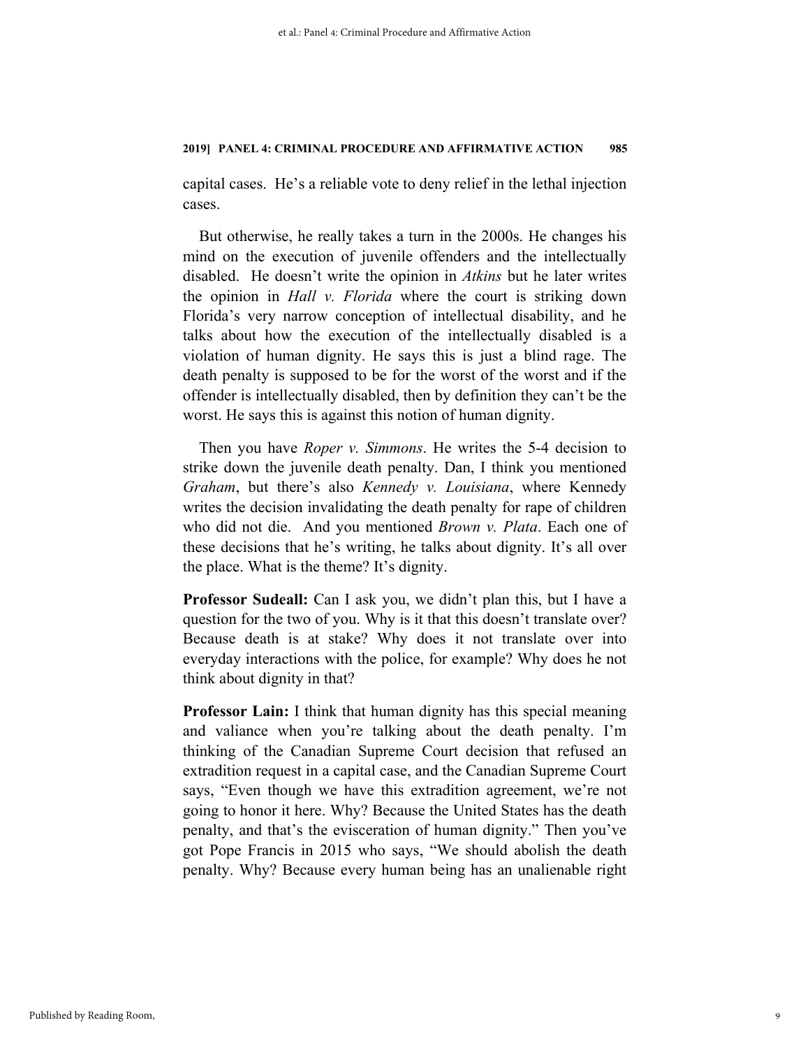capital cases. He's a reliable vote to deny relief in the lethal injection cases.

But otherwise, he really takes a turn in the 2000s. He changes his mind on the execution of juvenile offenders and the intellectually disabled. He doesn't write the opinion in *Atkins* but he later writes the opinion in *Hall v. Florida* where the court is striking down Florida's very narrow conception of intellectual disability, and he talks about how the execution of the intellectually disabled is a violation of human dignity. He says this is just a blind rage. The death penalty is supposed to be for the worst of the worst and if the offender is intellectually disabled, then by definition they can't be the worst. He says this is against this notion of human dignity.

Then you have *Roper v. Simmons*. He writes the 5-4 decision to strike down the juvenile death penalty. Dan, I think you mentioned *Graham*, but there's also *Kennedy v. Louisiana*, where Kennedy writes the decision invalidating the death penalty for rape of children who did not die. And you mentioned *Brown v. Plata*. Each one of these decisions that he's writing, he talks about dignity. It's all over the place. What is the theme? It's dignity.

**Professor Sudeall:** Can I ask you, we didn't plan this, but I have a question for the two of you. Why is it that this doesn't translate over? Because death is at stake? Why does it not translate over into everyday interactions with the police, for example? Why does he not think about dignity in that?

**Professor Lain:** I think that human dignity has this special meaning and valiance when you're talking about the death penalty. I'm thinking of the Canadian Supreme Court decision that refused an extradition request in a capital case, and the Canadian Supreme Court says, "Even though we have this extradition agreement, we're not going to honor it here. Why? Because the United States has the death penalty, and that's the evisceration of human dignity." Then you've got Pope Francis in 2015 who says, "We should abolish the death penalty. Why? Because every human being has an unalienable right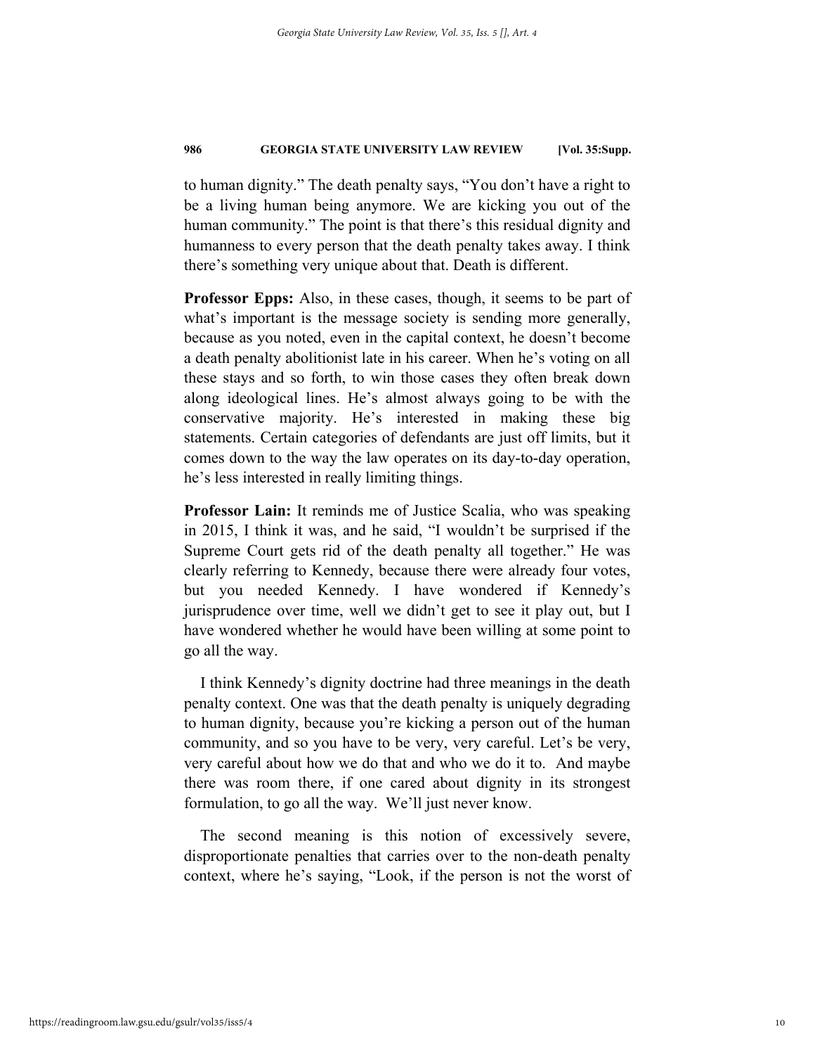to human dignity." The death penalty says, "You don't have a right to be a living human being anymore. We are kicking you out of the human community." The point is that there's this residual dignity and humanness to every person that the death penalty takes away. I think there's something very unique about that. Death is different.

**Professor Epps:** Also, in these cases, though, it seems to be part of what's important is the message society is sending more generally, because as you noted, even in the capital context, he doesn't become a death penalty abolitionist late in his career. When he's voting on all these stays and so forth, to win those cases they often break down along ideological lines. He's almost always going to be with the conservative majority. He's interested in making these big statements. Certain categories of defendants are just off limits, but it comes down to the way the law operates on its day-to-day operation, he's less interested in really limiting things.

**Professor Lain:** It reminds me of Justice Scalia, who was speaking in 2015, I think it was, and he said, "I wouldn't be surprised if the Supreme Court gets rid of the death penalty all together." He was clearly referring to Kennedy, because there were already four votes, but you needed Kennedy. I have wondered if Kennedy's jurisprudence over time, well we didn't get to see it play out, but I have wondered whether he would have been willing at some point to go all the way.

I think Kennedy's dignity doctrine had three meanings in the death penalty context. One was that the death penalty is uniquely degrading to human dignity, because you're kicking a person out of the human community, and so you have to be very, very careful. Let's be very, very careful about how we do that and who we do it to. And maybe there was room there, if one cared about dignity in its strongest formulation, to go all the way. We'll just never know.

The second meaning is this notion of excessively severe, disproportionate penalties that carries over to the non-death penalty context, where he's saying, "Look, if the person is not the worst of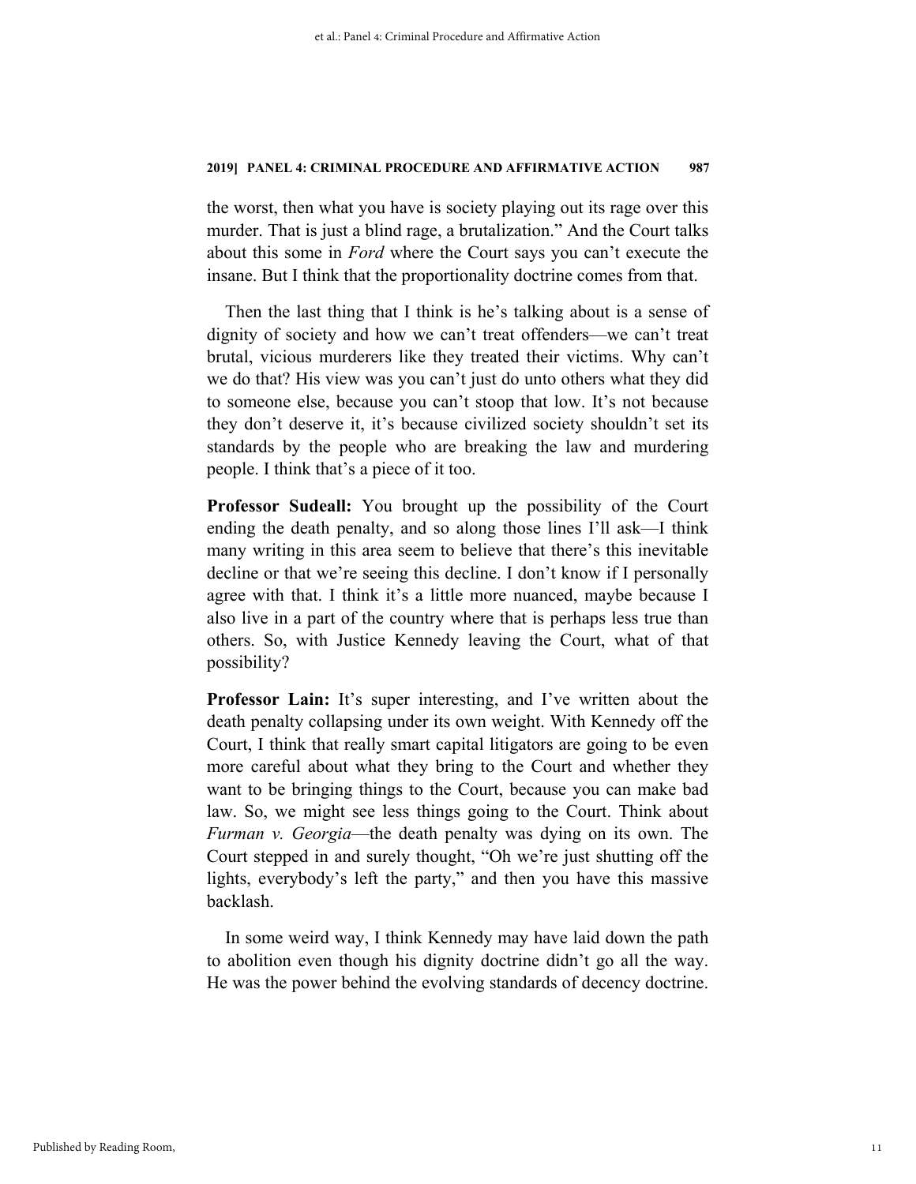the worst, then what you have is society playing out its rage over this murder. That is just a blind rage, a brutalization." And the Court talks about this some in *Ford* where the Court says you can't execute the insane. But I think that the proportionality doctrine comes from that.

Then the last thing that I think is he's talking about is a sense of dignity of society and how we can't treat offenders—we can't treat brutal, vicious murderers like they treated their victims. Why can't we do that? His view was you can't just do unto others what they did to someone else, because you can't stoop that low. It's not because they don't deserve it, it's because civilized society shouldn't set its standards by the people who are breaking the law and murdering people. I think that's a piece of it too.

**Professor Sudeall:** You brought up the possibility of the Court ending the death penalty, and so along those lines I'll ask—I think many writing in this area seem to believe that there's this inevitable decline or that we're seeing this decline. I don't know if I personally agree with that. I think it's a little more nuanced, maybe because I also live in a part of the country where that is perhaps less true than others. So, with Justice Kennedy leaving the Court, what of that possibility?

**Professor Lain:** It's super interesting, and I've written about the death penalty collapsing under its own weight. With Kennedy off the Court, I think that really smart capital litigators are going to be even more careful about what they bring to the Court and whether they want to be bringing things to the Court, because you can make bad law. So, we might see less things going to the Court. Think about *Furman v. Georgia*—the death penalty was dying on its own. The Court stepped in and surely thought, "Oh we're just shutting off the lights, everybody's left the party," and then you have this massive backlash.

In some weird way, I think Kennedy may have laid down the path to abolition even though his dignity doctrine didn't go all the way. He was the power behind the evolving standards of decency doctrine.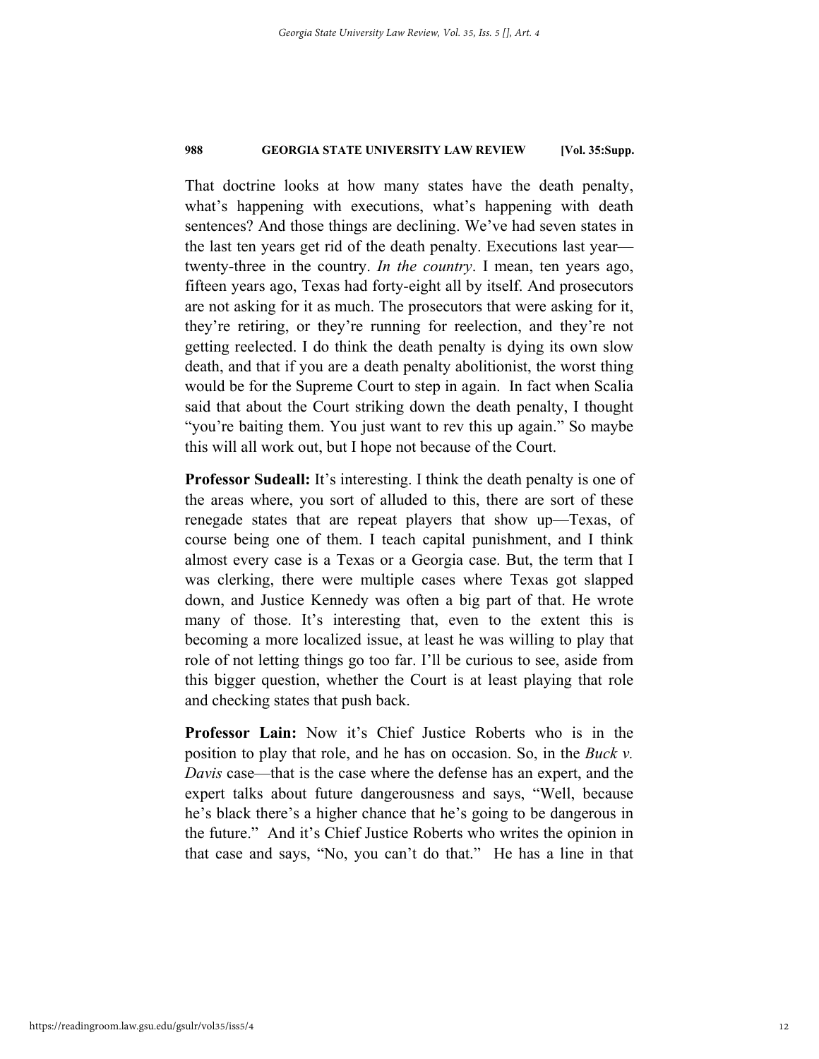That doctrine looks at how many states have the death penalty, what's happening with executions, what's happening with death sentences? And those things are declining. We've had seven states in the last ten years get rid of the death penalty. Executions last year—twenty-three in the country. *In the country*. I mean, ten years ago, fifteen years ago, Texas had forty-eight all by itself. And prosecutors are not asking for it as much. The prosecutors that were asking for it, they're retiring, or they're running for reelection, and they're not getting reelected. I do think the death penalty is dying its own slow death, and that if you are a death penalty abolitionist, the worst thing would be for the Supreme Court to step in again. In fact when Scalia said that about the Court striking down the death penalty, I thought "you're baiting them. You just want to rev this up again." So maybe this will all work out, but I hope not because of the Court.

**Professor Sudeall:** It's interesting. I think the death penalty is one of the areas where, you sort of alluded to this, there are sort of these renegade states that are repeat players that show up—Texas, of course being one of them. I teach capital punishment, and I think almost every case is a Texas or a Georgia case. But, the term that I was clerking, there were multiple cases where Texas got slapped down, and Justice Kennedy was often a big part of that. He wrote many of those. It's interesting that, even to the extent this is becoming a more localized issue, at least he was willing to play that role of not letting things go too far. I'll be curious to see, aside from this bigger question, whether the Court is at least playing that role and checking states that push back.

**Professor Lain:** Now it's Chief Justice Roberts who is in the position to play that role, and he has on occasion. So, in the *Buck v. Davis* case—that is the case where the defense has an expert, and the expert talks about future dangerousness and says, "Well, because he's black there's a higher chance that he's going to be dangerous in the future." And it's Chief Justice Roberts who writes the opinion in that case and says, "No, you can't do that." He has a line in that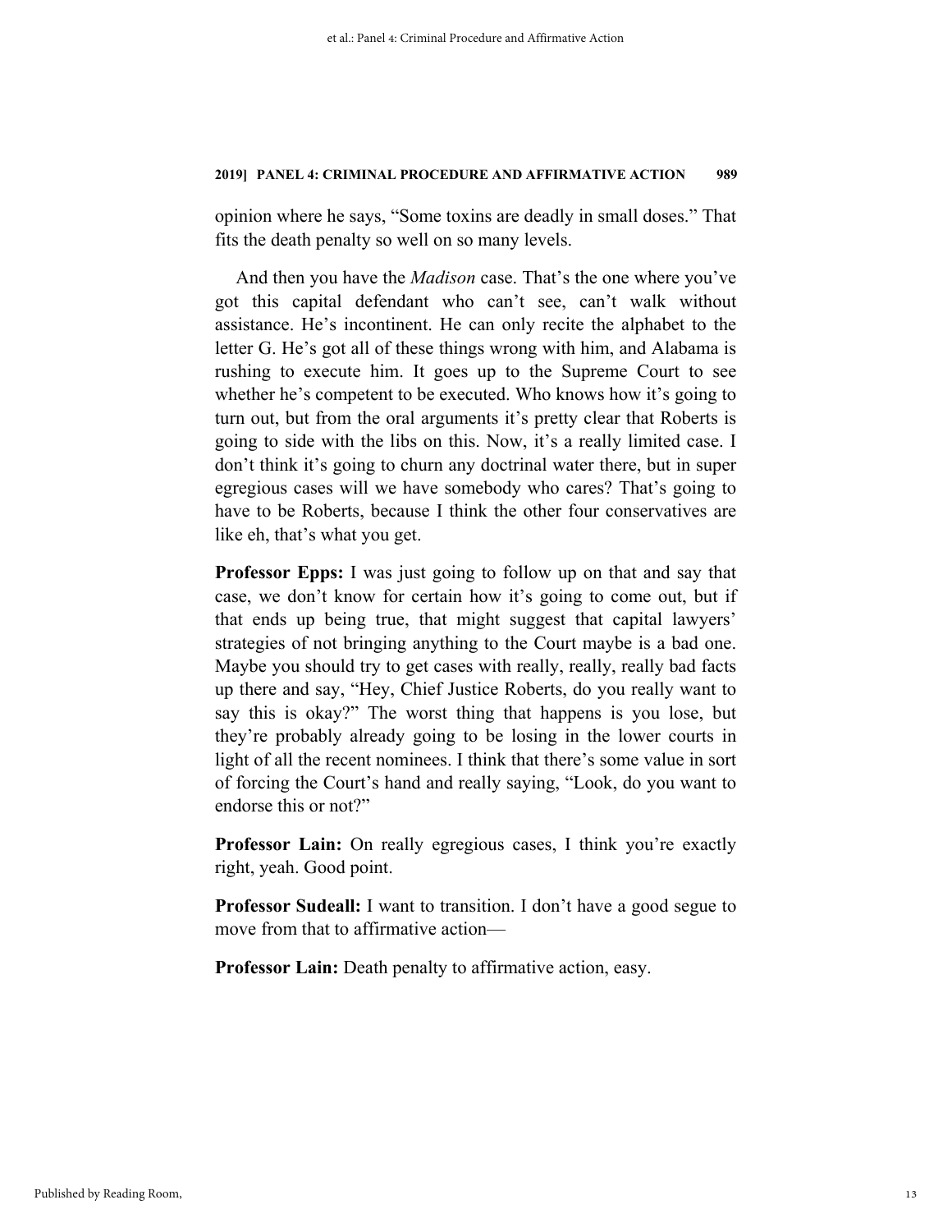opinion where he says, "Some toxins are deadly in small doses." That fits the death penalty so well on so many levels.

And then you have the *Madison* case. That's the one where you've got this capital defendant who can't see, can't walk without assistance. He's incontinent. He can only recite the alphabet to the letter G. He's got all of these things wrong with him, and Alabama is rushing to execute him. It goes up to the Supreme Court to see whether he's competent to be executed. Who knows how it's going to turn out, but from the oral arguments it's pretty clear that Roberts is going to side with the libs on this. Now, it's a really limited case. I don't think it's going to churn any doctrinal water there, but in super egregious cases will we have somebody who cares? That's going to have to be Roberts, because I think the other four conservatives are like eh, that's what you get.

**Professor Epps:** I was just going to follow up on that and say that case, we don't know for certain how it's going to come out, but if that ends up being true, that might suggest that capital lawyers' strategies of not bringing anything to the Court maybe is a bad one. Maybe you should try to get cases with really, really, really bad facts up there and say, "Hey, Chief Justice Roberts, do you really want to say this is okay?" The worst thing that happens is you lose, but they're probably already going to be losing in the lower courts in light of all the recent nominees. I think that there's some value in sort of forcing the Court's hand and really saying, "Look, do you want to endorse this or not?"

**Professor Lain:** On really egregious cases, I think you're exactly right, yeah. Good point.

**Professor Sudeall:** I want to transition. I don't have a good segue to move from that to affirmative action—

**Professor Lain:** Death penalty to affirmative action, easy.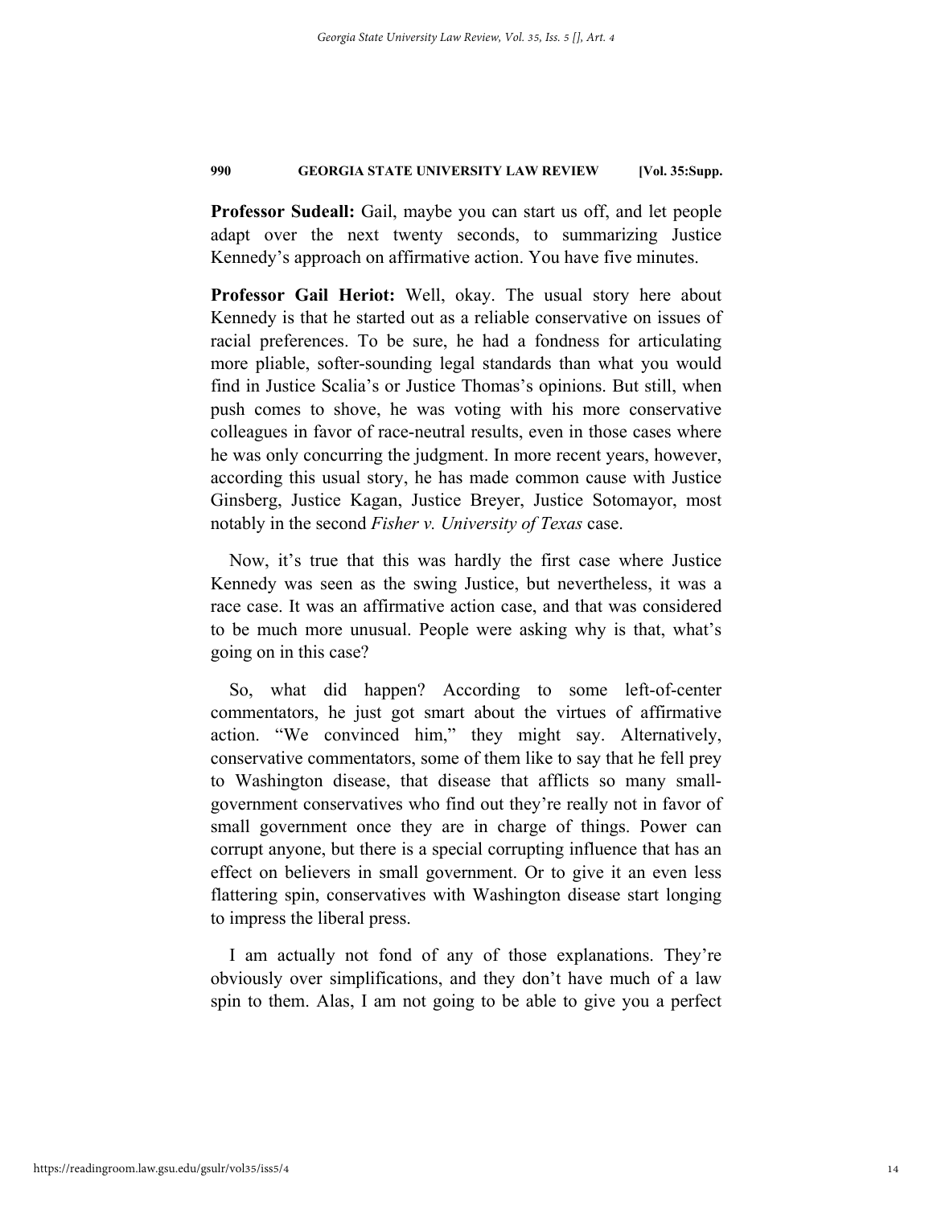**Professor Sudeall:** Gail, maybe you can start us off, and let people adapt over the next twenty seconds, to summarizing Justice Kennedy's approach on affirmative action. You have five minutes.

**Professor Gail Heriot:** Well, okay. The usual story here about Kennedy is that he started out as a reliable conservative on issues of racial preferences. To be sure, he had a fondness for articulating more pliable, softer-sounding legal standards than what you would find in Justice Scalia's or Justice Thomas's opinions. But still, when push comes to shove, he was voting with his more conservative colleagues in favor of race-neutral results, even in those cases where he was only concurring the judgment. In more recent years, however, according this usual story, he has made common cause with Justice Ginsberg, Justice Kagan, Justice Breyer, Justice Sotomayor, most notably in the second *Fisher v. University of Texas* case.

Now, it's true that this was hardly the first case where Justice Kennedy was seen as the swing Justice, but nevertheless, it was a race case. It was an affirmative action case, and that was considered to be much more unusual. People were asking why is that, what's going on in this case?

So, what did happen? According to some left-of-center commentators, he just got smart about the virtues of affirmative action. "We convinced him," they might say. Alternatively, conservative commentators, some of them like to say that he fell prey to Washington disease, that disease that afflicts so many small-government conservatives who find out they're really not in favor of small government once they are in charge of things. Power can corrupt anyone, but there is a special corrupting influence that has an effect on believers in small government. Or to give it an even less flattering spin, conservatives with Washington disease start longing to impress the liberal press.

I am actually not fond of any of those explanations. They're obviously over simplifications, and they don't have much of a law spin to them. Alas, I am not going to be able to give you a perfect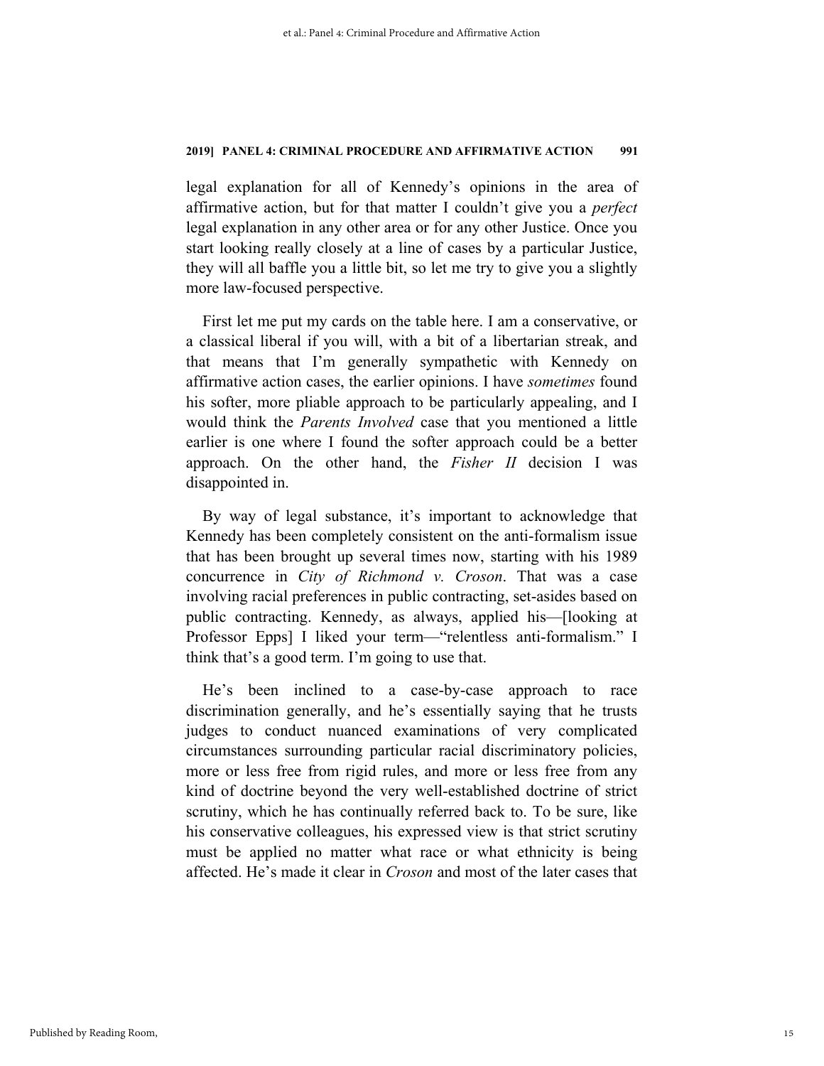legal explanation for all of Kennedy's opinions in the area of affirmative action, but for that matter I couldn't give you a *perfect* legal explanation in any other area or for any other Justice. Once you start looking really closely at a line of cases by a particular Justice, they will all baffle you a little bit, so let me try to give you a slightly more law-focused perspective.

First let me put my cards on the table here. I am a conservative, or a classical liberal if you will, with a bit of a libertarian streak, and that means that I'm generally sympathetic with Kennedy on affirmative action cases, the earlier opinions. I have *sometimes* found his softer, more pliable approach to be particularly appealing, and I would think the *Parents Involved* case that you mentioned a little earlier is one where I found the softer approach could be a better approach. On the other hand, the *Fisher II* decision I was disappointed in.

By way of legal substance, it's important to acknowledge that Kennedy has been completely consistent on the anti-formalism issue that has been brought up several times now, starting with his 1989 concurrence in *City of Richmond v. Croson*. That was a case involving racial preferences in public contracting, set-asides based on public contracting. Kennedy, as always, applied his—[looking at Professor Epps] I liked your term—"relentless anti-formalism." I think that's a good term. I'm going to use that.

He's been inclined to a case-by-case approach to race discrimination generally, and he's essentially saying that he trusts judges to conduct nuanced examinations of very complicated circumstances surrounding particular racial discriminatory policies, more or less free from rigid rules, and more or less free from any kind of doctrine beyond the very well-established doctrine of strict scrutiny, which he has continually referred back to. To be sure, like his conservative colleagues, his expressed view is that strict scrutiny must be applied no matter what race or what ethnicity is being affected. He's made it clear in *Croson* and most of the later cases that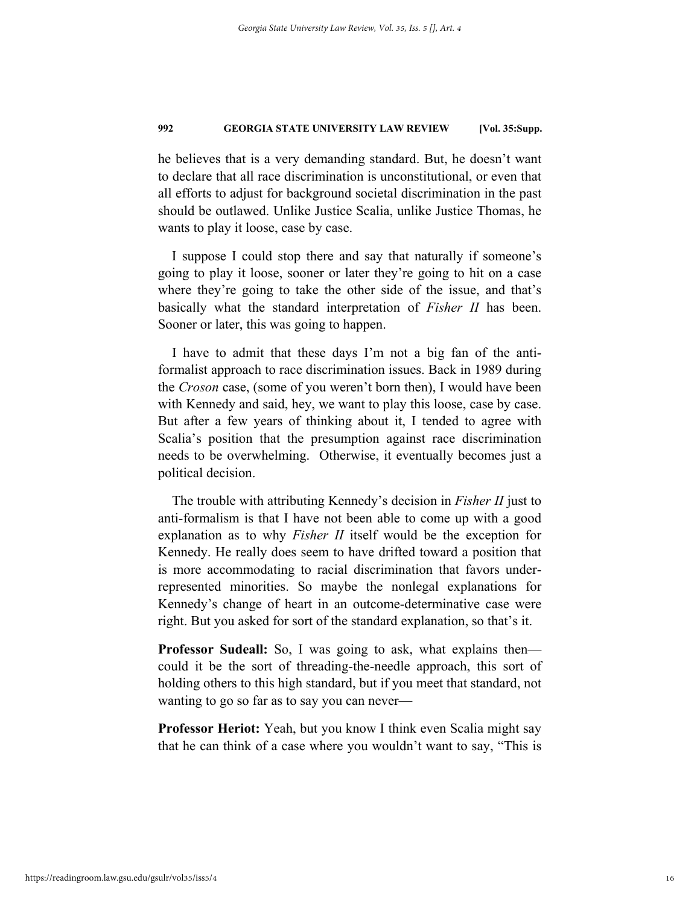he believes that is a very demanding standard. But, he doesn't want to declare that all race discrimination is unconstitutional, or even that all efforts to adjust for background societal discrimination in the past should be outlawed. Unlike Justice Scalia, unlike Justice Thomas, he wants to play it loose, case by case.

I suppose I could stop there and say that naturally if someone's going to play it loose, sooner or later they're going to hit on a case where they're going to take the other side of the issue, and that's basically what the standard interpretation of *Fisher II* has been. Sooner or later, this was going to happen.

I have to admit that these days I'm not a big fan of the anti-formalist approach to race discrimination issues. Back in 1989 during the *Croson* case, (some of you weren't born then), I would have been with Kennedy and said, hey, we want to play this loose, case by case. But after a few years of thinking about it, I tended to agree with Scalia's position that the presumption against race discrimination needs to be overwhelming. Otherwise, it eventually becomes just a political decision.

The trouble with attributing Kennedy's decision in *Fisher II* just to anti-formalism is that I have not been able to come up with a good explanation as to why *Fisher II* itself would be the exception for Kennedy. He really does seem to have drifted toward a position that is more accommodating to racial discrimination that favors under-represented minorities. So maybe the nonlegal explanations for Kennedy's change of heart in an outcome-determinative case were right. But you asked for sort of the standard explanation, so that's it.

**Professor Sudeall:** So, I was going to ask, what explains then—could it be the sort of threading-the-needle approach, this sort of holding others to this high standard, but if you meet that standard, not wanting to go so far as to say you can never—

**Professor Heriot:** Yeah, but you know I think even Scalia might say that he can think of a case where you wouldn't want to say, "This is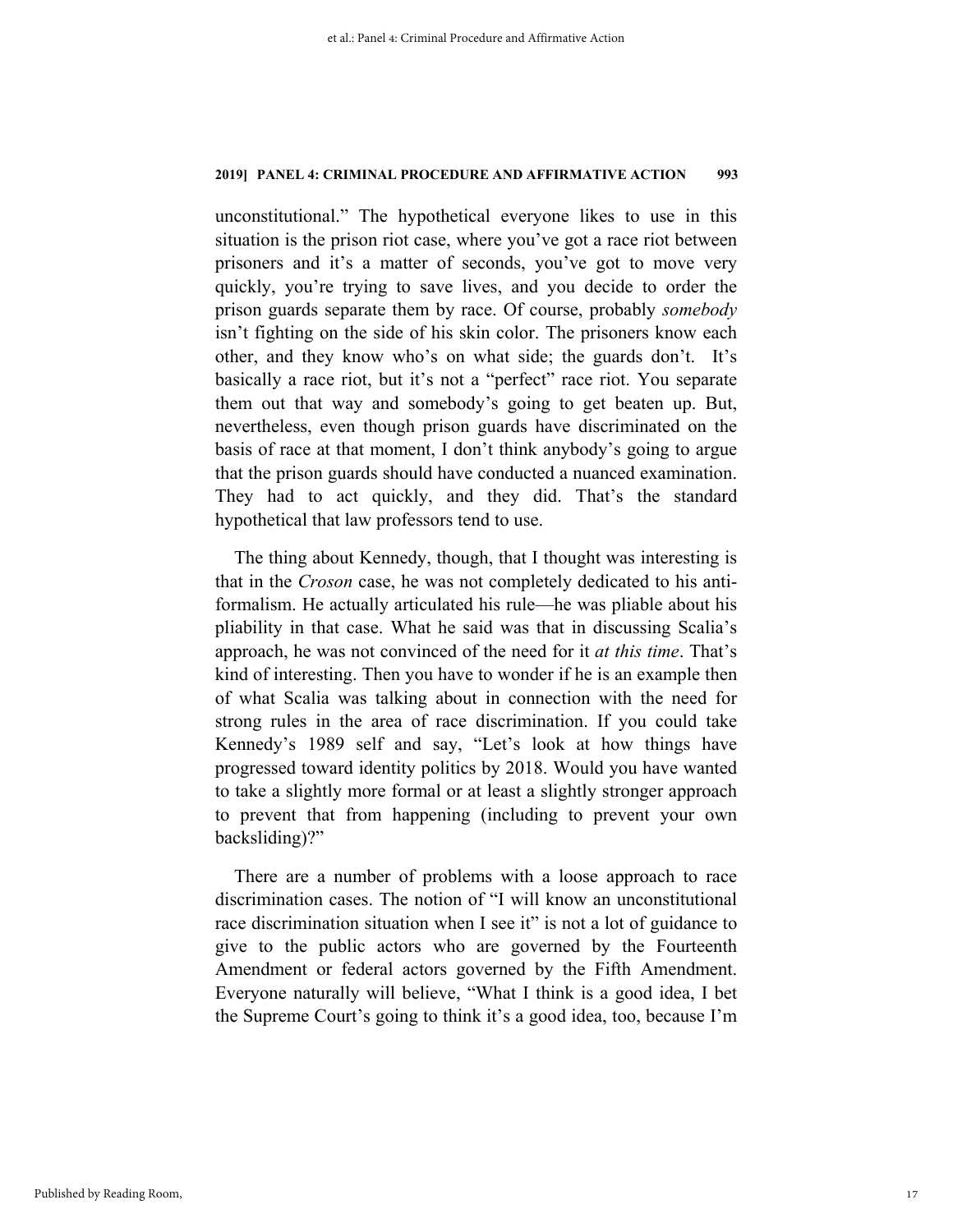unconstitutional." The hypothetical everyone likes to use in this situation is the prison riot case, where you've got a race riot between prisoners and it's a matter of seconds, you've got to move very quickly, you're trying to save lives, and you decide to order the prison guards separate them by race. Of course, probably *somebody* isn't fighting on the side of his skin color. The prisoners know each other, and they know who's on what side; the guards don't. It's basically a race riot, but it's not a "perfect" race riot. You separate them out that way and somebody's going to get beaten up. But, nevertheless, even though prison guards have discriminated on the basis of race at that moment, I don't think anybody's going to argue that the prison guards should have conducted a nuanced examination. They had to act quickly, and they did. That's the standard hypothetical that law professors tend to use.

The thing about Kennedy, though, that I thought was interesting is that in the *Croson* case, he was not completely dedicated to his anti-formalism. He actually articulated his rule—he was pliable about his pliability in that case. What he said was that in discussing Scalia's approach, he was not convinced of the need for it *at this time*. That's kind of interesting. Then you have to wonder if he is an example then of what Scalia was talking about in connection with the need for strong rules in the area of race discrimination. If you could take Kennedy's 1989 self and say, "Let's look at how things have progressed toward identity politics by 2018. Would you have wanted to take a slightly more formal or at least a slightly stronger approach to prevent that from happening (including to prevent your own backsliding)?"

There are a number of problems with a loose approach to race discrimination cases. The notion of "I will know an unconstitutional race discrimination situation when I see it" is not a lot of guidance to give to the public actors who are governed by the Fourteenth Amendment or federal actors governed by the Fifth Amendment. Everyone naturally will believe, "What I think is a good idea, I bet the Supreme Court's going to think it's a good idea, too, because I'm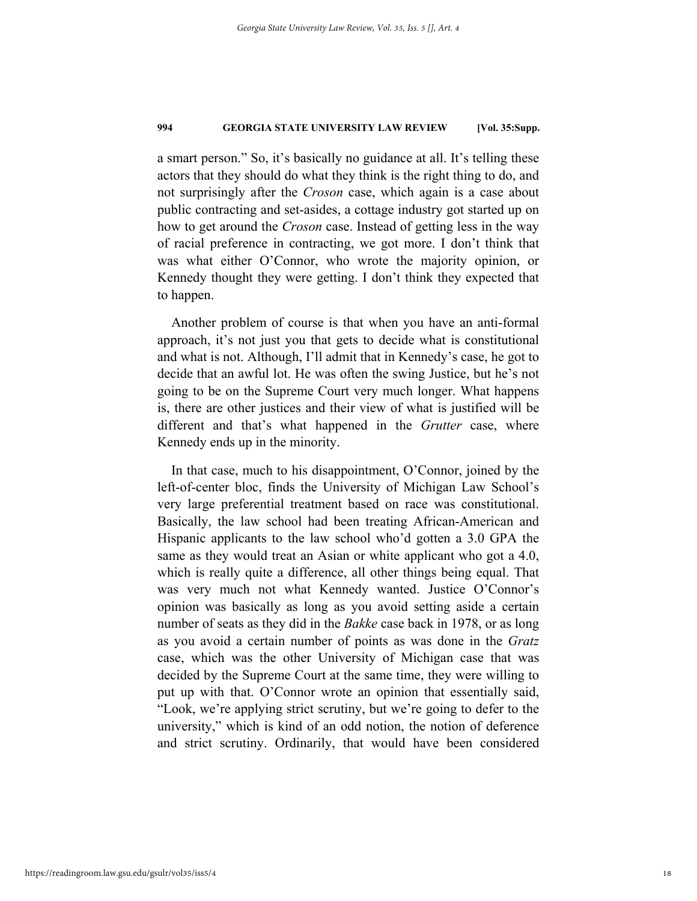a smart person." So, it's basically no guidance at all. It's telling these actors that they should do what they think is the right thing to do, and not surprisingly after the *Croson* case, which again is a case about public contracting and set-asides, a cottage industry got started up on how to get around the *Croson* case. Instead of getting less in the way of racial preference in contracting, we got more. I don't think that was what either O'Connor, who wrote the majority opinion, or Kennedy thought they were getting. I don't think they expected that to happen.

Another problem of course is that when you have an anti-formal approach, it's not just you that gets to decide what is constitutional and what is not. Although, I'll admit that in Kennedy's case, he got to decide that an awful lot. He was often the swing Justice, but he's not going to be on the Supreme Court very much longer. What happens is, there are other justices and their view of what is justified will be different and that's what happened in the *Grutter* case, where Kennedy ends up in the minority.

In that case, much to his disappointment, O'Connor, joined by the left-of-center bloc, finds the University of Michigan Law School's very large preferential treatment based on race was constitutional. Basically, the law school had been treating African-American and Hispanic applicants to the law school who'd gotten a 3.0 GPA the same as they would treat an Asian or white applicant who got a 4.0, which is really quite a difference, all other things being equal. That was very much not what Kennedy wanted. Justice O'Connor's opinion was basically as long as you avoid setting aside a certain number of seats as they did in the *Bakke* case back in 1978, or as long as you avoid a certain number of points as was done in the *Gratz* case, which was the other University of Michigan case that was decided by the Supreme Court at the same time, they were willing to put up with that. O'Connor wrote an opinion that essentially said, "Look, we're applying strict scrutiny, but we're going to defer to the university," which is kind of an odd notion, the notion of deference and strict scrutiny. Ordinarily, that would have been considered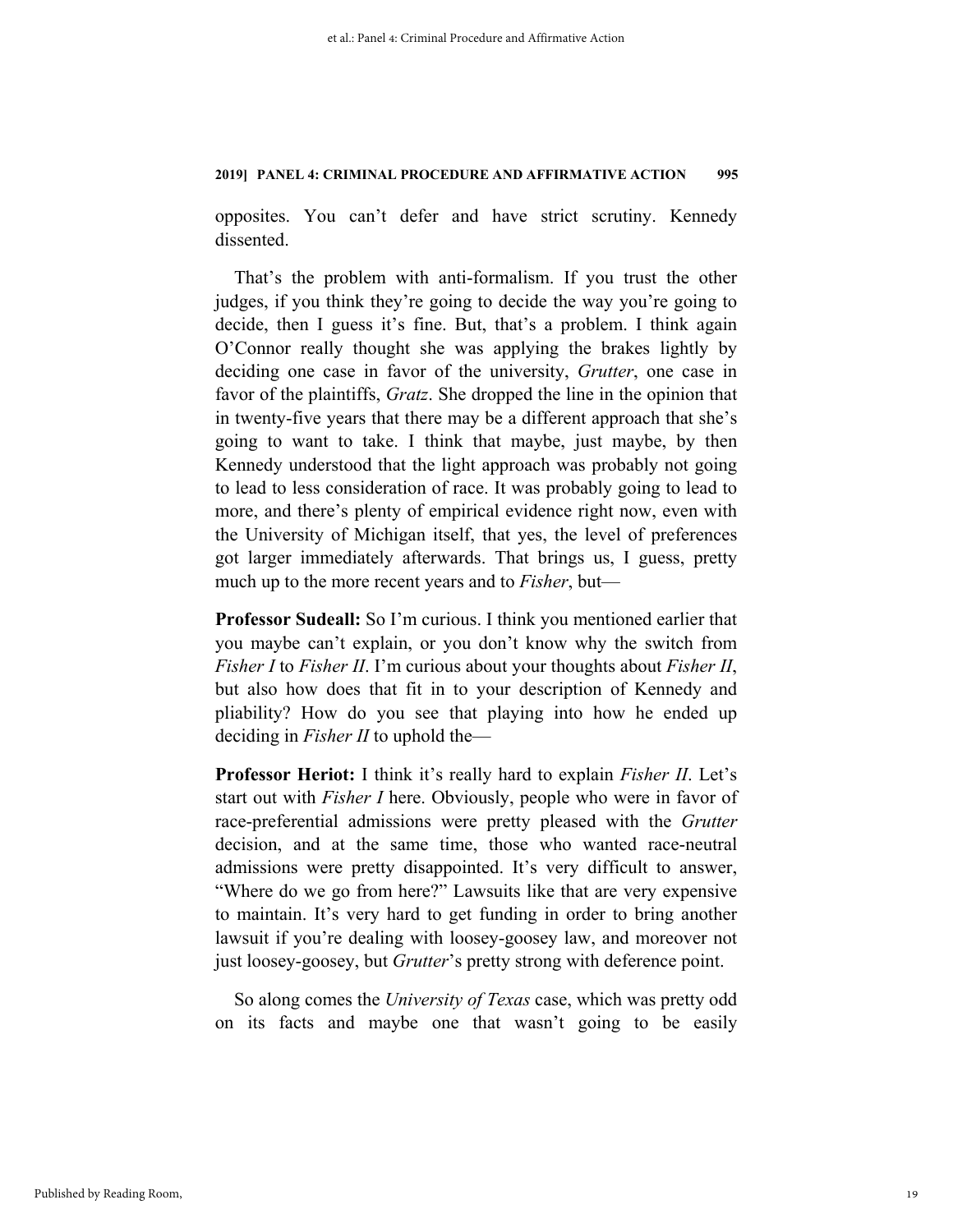opposites. You can't defer and have strict scrutiny. Kennedy dissented.

That's the problem with anti-formalism. If you trust the other judges, if you think they're going to decide the way you're going to decide, then I guess it's fine. But, that's a problem. I think again O'Connor really thought she was applying the brakes lightly by deciding one case in favor of the university, *Grutter*, one case in favor of the plaintiffs, *Gratz*. She dropped the line in the opinion that in twenty-five years that there may be a different approach that she's going to want to take. I think that maybe, just maybe, by then Kennedy understood that the light approach was probably not going to lead to less consideration of race. It was probably going to lead to more, and there's plenty of empirical evidence right now, even with the University of Michigan itself, that yes, the level of preferences got larger immediately afterwards. That brings us, I guess, pretty much up to the more recent years and to *Fisher*, but—

**Professor Sudeall:** So I'm curious. I think you mentioned earlier that you maybe can't explain, or you don't know why the switch from *Fisher I* to *Fisher II*. I'm curious about your thoughts about *Fisher II*, but also how does that fit in to your description of Kennedy and pliability? How do you see that playing into how he ended up deciding in *Fisher II* to uphold the—

**Professor Heriot:** I think it's really hard to explain *Fisher II*. Let's start out with *Fisher I* here. Obviously, people who were in favor of race-preferential admissions were pretty pleased with the *Grutter* decision, and at the same time, those who wanted race-neutral admissions were pretty disappointed. It's very difficult to answer, "Where do we go from here?" Lawsuits like that are very expensive to maintain. It's very hard to get funding in order to bring another lawsuit if you're dealing with loosey-goosey law, and moreover not just loosey-goosey, but *Grutter*'s pretty strong with deference point.

So along comes the *University of Texas* case, which was pretty odd on its facts and maybe one that wasn't going to be easily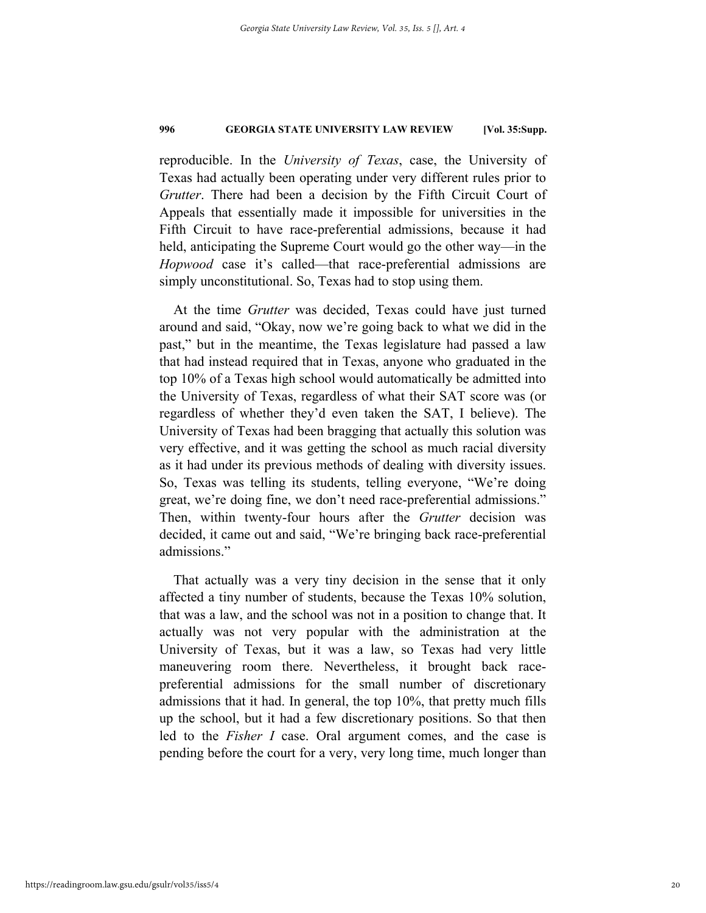reproducible. In the *University of Texas*, case, the University of Texas had actually been operating under very different rules prior to *Grutter*. There had been a decision by the Fifth Circuit Court of Appeals that essentially made it impossible for universities in the Fifth Circuit to have race-preferential admissions, because it had held, anticipating the Supreme Court would go the other way—in the *Hopwood* case it's called—that race-preferential admissions are simply unconstitutional. So, Texas had to stop using them.

At the time *Grutter* was decided, Texas could have just turned around and said, "Okay, now we're going back to what we did in the past," but in the meantime, the Texas legislature had passed a law that had instead required that in Texas, anyone who graduated in the top 10% of a Texas high school would automatically be admitted into the University of Texas, regardless of what their SAT score was (or regardless of whether they'd even taken the SAT, I believe). The University of Texas had been bragging that actually this solution was very effective, and it was getting the school as much racial diversity as it had under its previous methods of dealing with diversity issues. So, Texas was telling its students, telling everyone, "We're doing great, we're doing fine, we don't need race-preferential admissions." Then, within twenty-four hours after the *Grutter* decision was decided, it came out and said, "We're bringing back race-preferential admissions."

That actually was a very tiny decision in the sense that it only affected a tiny number of students, because the Texas 10% solution, that was a law, and the school was not in a position to change that. It actually was not very popular with the administration at the University of Texas, but it was a law, so Texas had very little maneuvering room there. Nevertheless, it brought back race-preferential admissions for the small number of discretionary admissions that it had. In general, the top 10%, that pretty much fills up the school, but it had a few discretionary positions. So that then led to the *Fisher I* case. Oral argument comes, and the case is pending before the court for a very, very long time, much longer than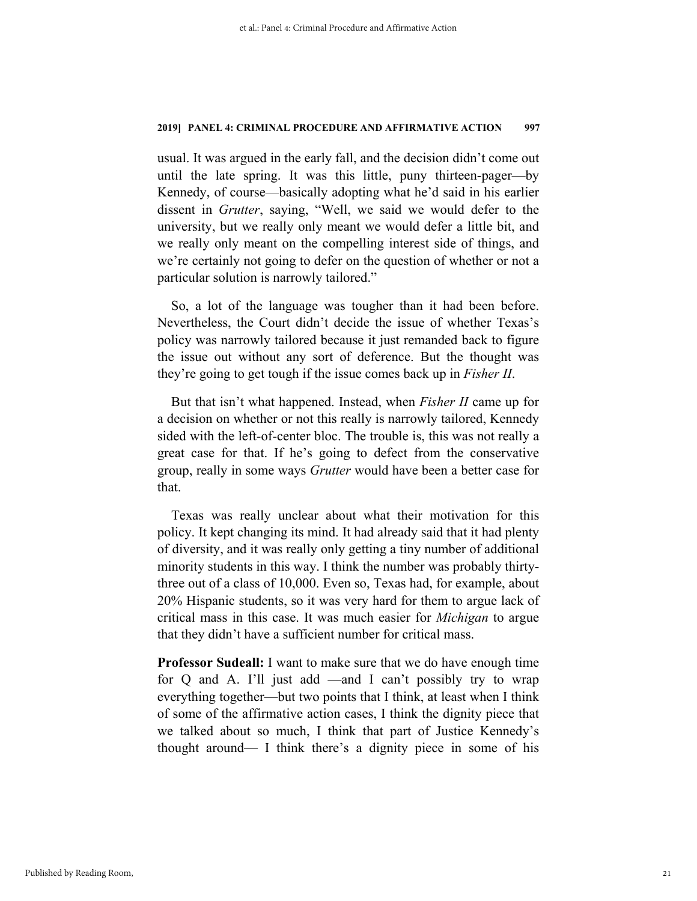usual. It was argued in the early fall, and the decision didn't come out until the late spring. It was this little, puny thirteen-pager—by Kennedy, of course—basically adopting what he'd said in his earlier dissent in *Grutter*, saying, "Well, we said we would defer to the university, but we really only meant we would defer a little bit, and we really only meant on the compelling interest side of things, and we're certainly not going to defer on the question of whether or not a particular solution is narrowly tailored."

So, a lot of the language was tougher than it had been before. Nevertheless, the Court didn't decide the issue of whether Texas's policy was narrowly tailored because it just remanded back to figure the issue out without any sort of deference. But the thought was they're going to get tough if the issue comes back up in *Fisher II*.

But that isn't what happened. Instead, when *Fisher II* came up for a decision on whether or not this really is narrowly tailored, Kennedy sided with the left-of-center bloc. The trouble is, this was not really a great case for that. If he's going to defect from the conservative group, really in some ways *Grutter* would have been a better case for that.

Texas was really unclear about what their motivation for this policy. It kept changing its mind. It had already said that it had plenty of diversity, and it was really only getting a tiny number of additional minority students in this way. I think the number was probably thirty-three out of a class of 10,000. Even so, Texas had, for example, about 20% Hispanic students, so it was very hard for them to argue lack of critical mass in this case. It was much easier for *Michigan* to argue that they didn't have a sufficient number for critical mass.

**Professor Sudeall:** I want to make sure that we do have enough time for Q and A. I'll just add —and I can't possibly try to wrap everything together—but two points that I think, at least when I think of some of the affirmative action cases, I think the dignity piece that we talked about so much, I think that part of Justice Kennedy's thought around— I think there's a dignity piece in some of his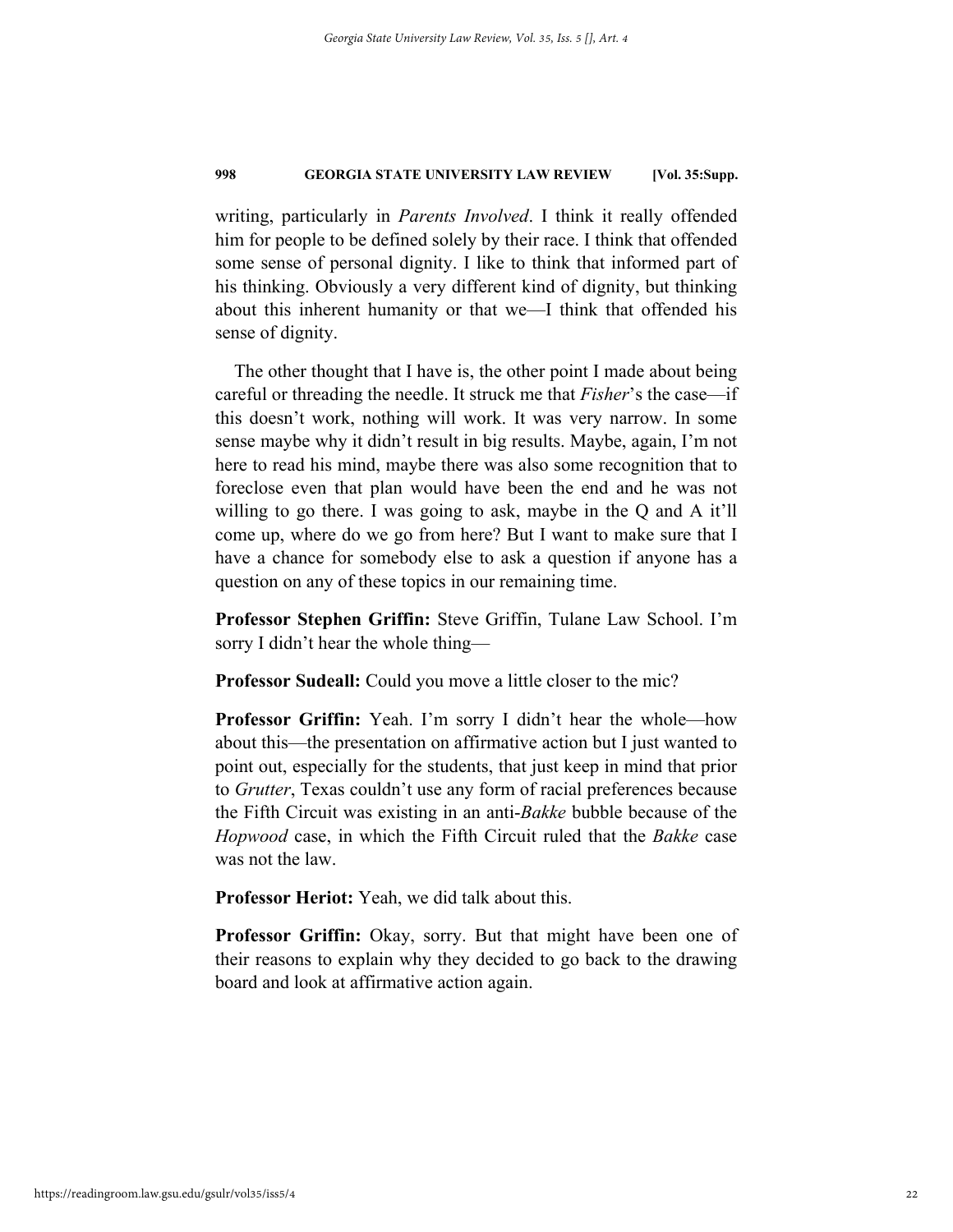writing, particularly in *Parents Involved*. I think it really offended him for people to be defined solely by their race. I think that offended some sense of personal dignity. I like to think that informed part of his thinking. Obviously a very different kind of dignity, but thinking about this inherent humanity or that we—I think that offended his sense of dignity.

The other thought that I have is, the other point I made about being careful or threading the needle. It struck me that *Fisher*'s the case—if this doesn't work, nothing will work. It was very narrow. In some sense maybe why it didn't result in big results. Maybe, again, I'm not here to read his mind, maybe there was also some recognition that to foreclose even that plan would have been the end and he was not willing to go there. I was going to ask, maybe in the Q and A it'll come up, where do we go from here? But I want to make sure that I have a chance for somebody else to ask a question if anyone has a question on any of these topics in our remaining time.

**Professor Stephen Griffin:** Steve Griffin, Tulane Law School. I'm sorry I didn't hear the whole thing—

**Professor Sudeall:** Could you move a little closer to the mic?

**Professor Griffin:** Yeah. I'm sorry I didn't hear the whole—how about this—the presentation on affirmative action but I just wanted to point out, especially for the students, that just keep in mind that prior to *Grutter*, Texas couldn't use any form of racial preferences because the Fifth Circuit was existing in an anti-*Bakke* bubble because of the *Hopwood* case, in which the Fifth Circuit ruled that the *Bakke* case was not the law.

**Professor Heriot:** Yeah, we did talk about this.

**Professor Griffin:** Okay, sorry. But that might have been one of their reasons to explain why they decided to go back to the drawing board and look at affirmative action again.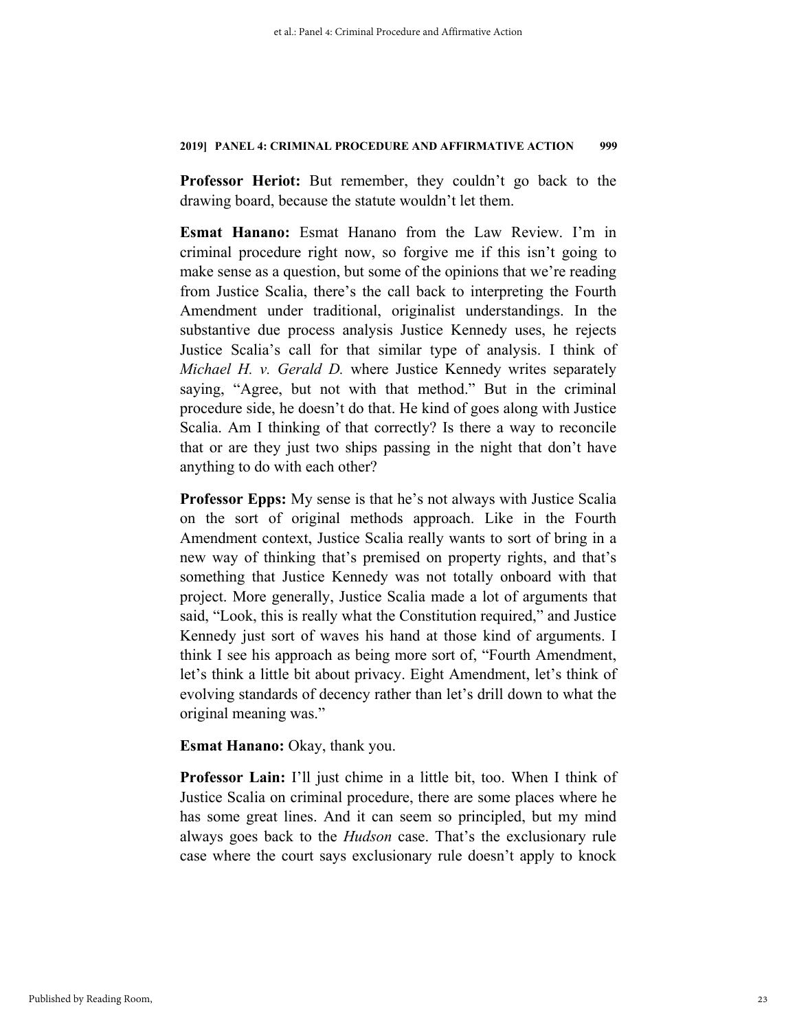**Professor Heriot:** But remember, they couldn't go back to the drawing board, because the statute wouldn't let them.

**Esmat Hanano:** Esmat Hanano from the Law Review. I'm in criminal procedure right now, so forgive me if this isn't going to make sense as a question, but some of the opinions that we're reading from Justice Scalia, there's the call back to interpreting the Fourth Amendment under traditional, originalist understandings. In the substantive due process analysis Justice Kennedy uses, he rejects Justice Scalia's call for that similar type of analysis. I think of *Michael H. v. Gerald D.* where Justice Kennedy writes separately saying, "Agree, but not with that method." But in the criminal procedure side, he doesn't do that. He kind of goes along with Justice Scalia. Am I thinking of that correctly? Is there a way to reconcile that or are they just two ships passing in the night that don't have anything to do with each other?

**Professor Epps:** My sense is that he's not always with Justice Scalia on the sort of original methods approach. Like in the Fourth Amendment context, Justice Scalia really wants to sort of bring in a new way of thinking that's premised on property rights, and that's something that Justice Kennedy was not totally onboard with that project. More generally, Justice Scalia made a lot of arguments that said, "Look, this is really what the Constitution required," and Justice Kennedy just sort of waves his hand at those kind of arguments. I think I see his approach as being more sort of, "Fourth Amendment, let's think a little bit about privacy. Eight Amendment, let's think of evolving standards of decency rather than let's drill down to what the original meaning was."

**Esmat Hanano:** Okay, thank you.

**Professor Lain:** I'll just chime in a little bit, too. When I think of Justice Scalia on criminal procedure, there are some places where he has some great lines. And it can seem so principled, but my mind always goes back to the *Hudson* case. That's the exclusionary rule case where the court says exclusionary rule doesn't apply to knock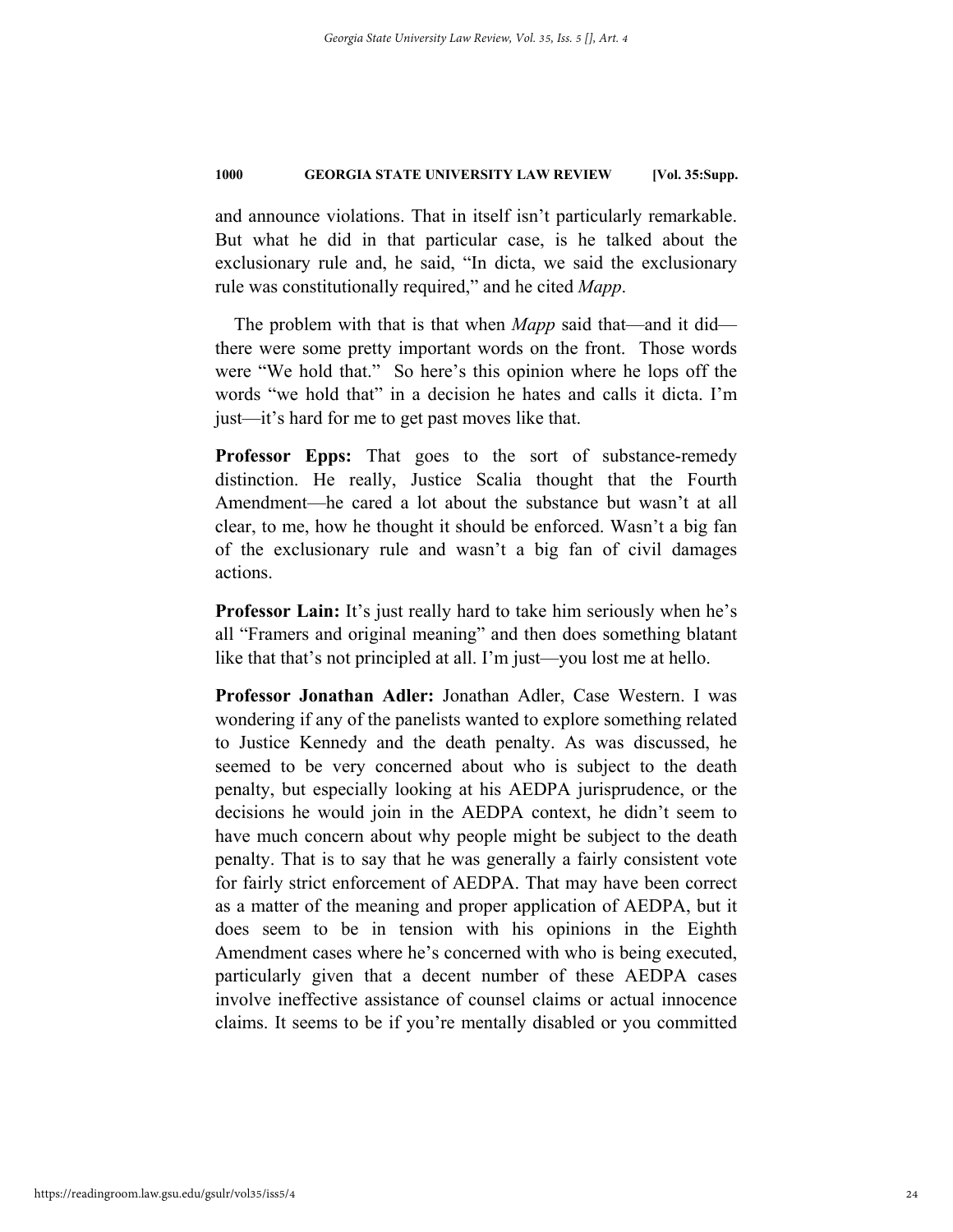and announce violations. That in itself isn't particularly remarkable. But what he did in that particular case, is he talked about the exclusionary rule and, he said, "In dicta, we said the exclusionary rule was constitutionally required," and he cited *Mapp*.

The problem with that is that when *Mapp* said that—and it did—there were some pretty important words on the front. Those words were "We hold that." So here's this opinion where he lops off the words "we hold that" in a decision he hates and calls it dicta. I'm just—it's hard for me to get past moves like that.

**Professor Epps:** That goes to the sort of substance-remedy distinction. He really, Justice Scalia thought that the Fourth Amendment—he cared a lot about the substance but wasn't at all clear, to me, how he thought it should be enforced. Wasn't a big fan of the exclusionary rule and wasn't a big fan of civil damages actions.

**Professor Lain:** It's just really hard to take him seriously when he's all "Framers and original meaning" and then does something blatant like that that's not principled at all. I'm just—you lost me at hello.

**Professor Jonathan Adler:** Jonathan Adler, Case Western. I was wondering if any of the panelists wanted to explore something related to Justice Kennedy and the death penalty. As was discussed, he seemed to be very concerned about who is subject to the death penalty, but especially looking at his AEDPA jurisprudence, or the decisions he would join in the AEDPA context, he didn't seem to have much concern about why people might be subject to the death penalty. That is to say that he was generally a fairly consistent vote for fairly strict enforcement of AEDPA. That may have been correct as a matter of the meaning and proper application of AEDPA, but it does seem to be in tension with his opinions in the Eighth Amendment cases where he's concerned with who is being executed, particularly given that a decent number of these AEDPA cases involve ineffective assistance of counsel claims or actual innocence claims. It seems to be if you're mentally disabled or you committed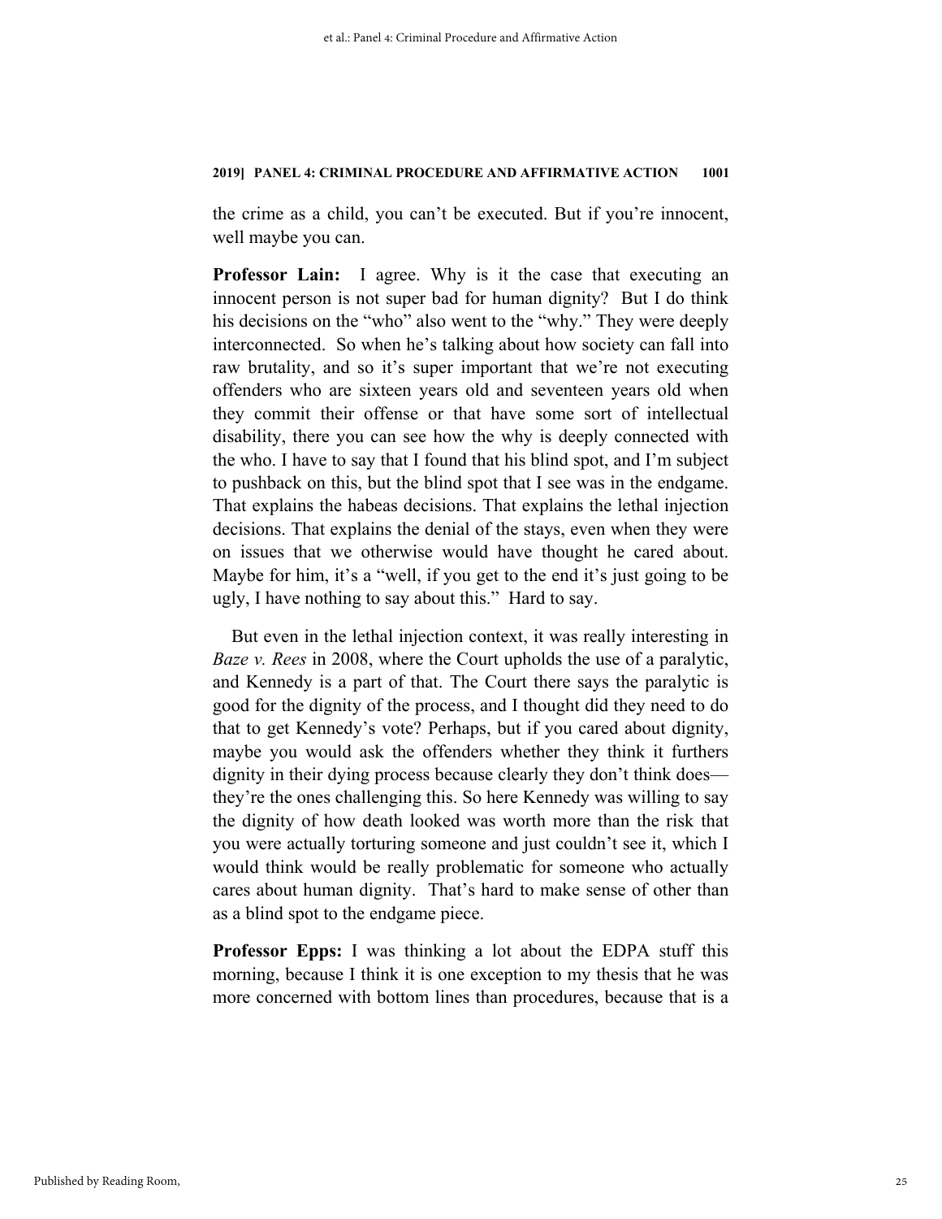the crime as a child, you can't be executed. But if you're innocent, well maybe you can.

**Professor Lain:** I agree. Why is it the case that executing an innocent person is not super bad for human dignity? But I do think his decisions on the "who" also went to the "why." They were deeply interconnected. So when he's talking about how society can fall into raw brutality, and so it's super important that we're not executing offenders who are sixteen years old and seventeen years old when they commit their offense or that have some sort of intellectual disability, there you can see how the why is deeply connected with the who. I have to say that I found that his blind spot, and I'm subject to pushback on this, but the blind spot that I see was in the endgame. That explains the habeas decisions. That explains the lethal injection decisions. That explains the denial of the stays, even when they were on issues that we otherwise would have thought he cared about. Maybe for him, it's a "well, if you get to the end it's just going to be ugly, I have nothing to say about this." Hard to say.

But even in the lethal injection context, it was really interesting in *Baze v. Rees* in 2008, where the Court upholds the use of a paralytic, and Kennedy is a part of that. The Court there says the paralytic is good for the dignity of the process, and I thought did they need to do that to get Kennedy's vote? Perhaps, but if you cared about dignity, maybe you would ask the offenders whether they think it furthers dignity in their dying process because clearly they don't think does—they're the ones challenging this. So here Kennedy was willing to say the dignity of how death looked was worth more than the risk that you were actually torturing someone and just couldn't see it, which I would think would be really problematic for someone who actually cares about human dignity. That's hard to make sense of other than as a blind spot to the endgame piece.

**Professor Epps:** I was thinking a lot about the EDPA stuff this morning, because I think it is one exception to my thesis that he was more concerned with bottom lines than procedures, because that is a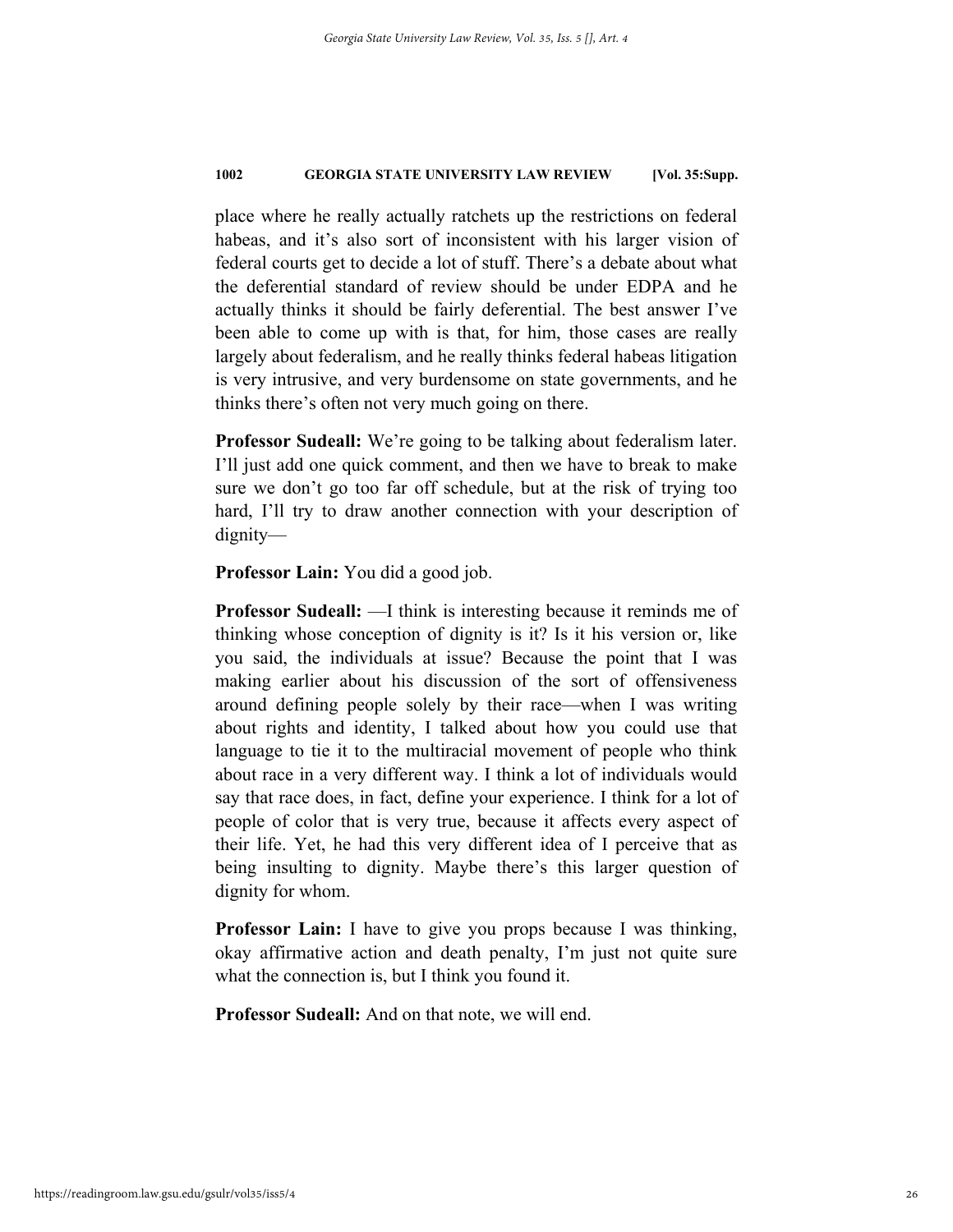place where he really actually ratchets up the restrictions on federal habeas, and it's also sort of inconsistent with his larger vision of federal courts get to decide a lot of stuff. There's a debate about what the deferential standard of review should be under EDPA and he actually thinks it should be fairly deferential. The best answer I've been able to come up with is that, for him, those cases are really largely about federalism, and he really thinks federal habeas litigation is very intrusive, and very burdensome on state governments, and he thinks there's often not very much going on there.

**Professor Sudeall:** We're going to be talking about federalism later. I'll just add one quick comment, and then we have to break to make sure we don't go too far off schedule, but at the risk of trying too hard, I'll try to draw another connection with your description of dignity—

**Professor Lain:** You did a good job.

**Professor Sudeall:** —I think is interesting because it reminds me of thinking whose conception of dignity is it? Is it his version or, like you said, the individuals at issue? Because the point that I was making earlier about his discussion of the sort of offensiveness around defining people solely by their race—when I was writing about rights and identity, I talked about how you could use that language to tie it to the multiracial movement of people who think about race in a very different way. I think a lot of individuals would say that race does, in fact, define your experience. I think for a lot of people of color that is very true, because it affects every aspect of their life. Yet, he had this very different idea of I perceive that as being insulting to dignity. Maybe there's this larger question of dignity for whom.

**Professor Lain:** I have to give you props because I was thinking, okay affirmative action and death penalty, I'm just not quite sure what the connection is, but I think you found it.

**Professor Sudeall:** And on that note, we will end.